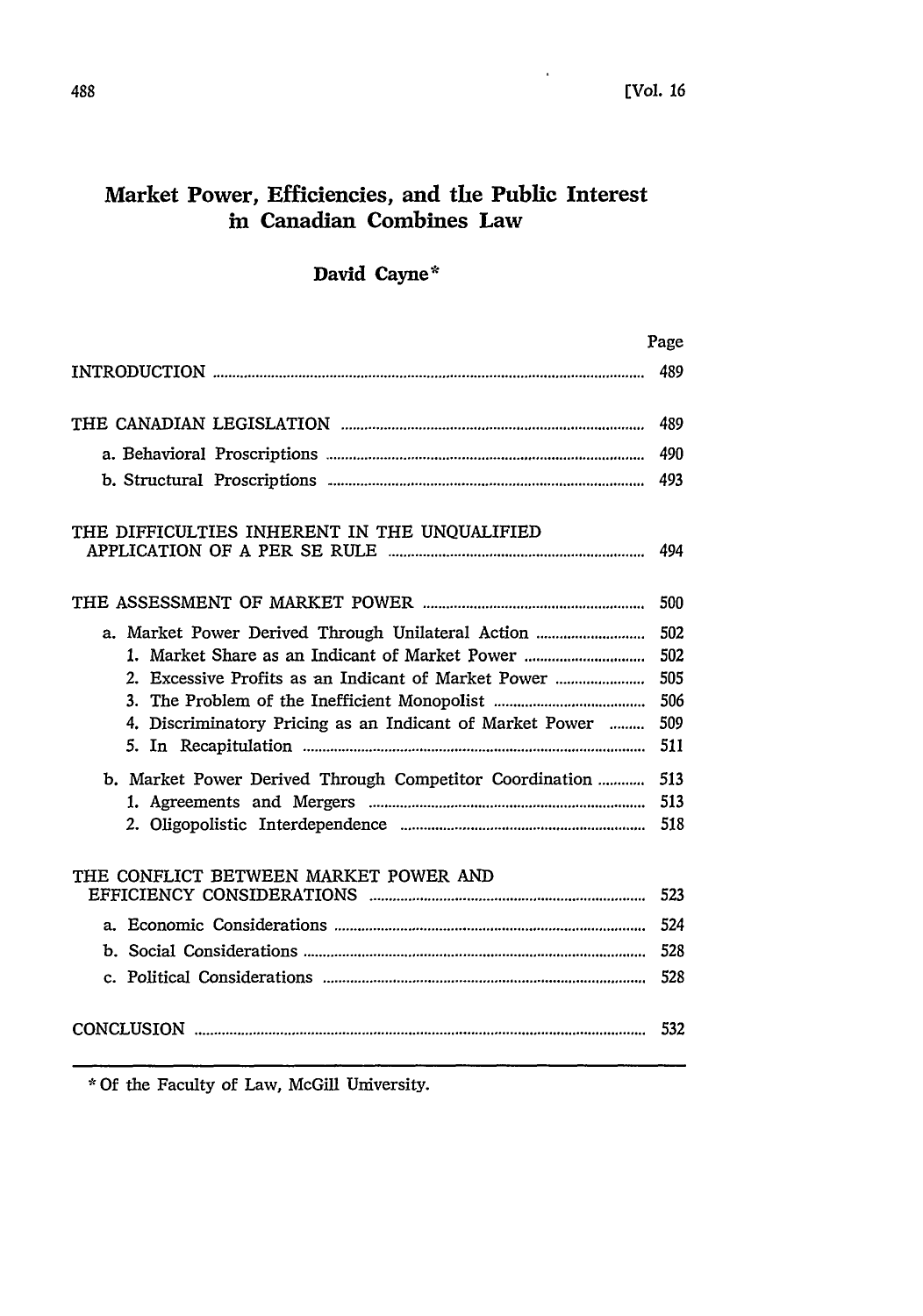# Market Power, Efficiencies, and the Public Interest in Canadian Combines Law

**David Cayne***

| | Page |
|---|---|
| INTRODUCTION | 489 |
| THE CANADIAN LEGISLATION | 489 |
| a. Behavioral Proscriptions | 490 |
| b. Structural Proscriptions | 493 |
| THE DIFFICULTIES INHERENT IN THE UNQUALIFIED APPLICATION OF A PER SE RULE | 494 |
| THE ASSESSMENT OF MARKET POWER | 500 |
| a. Market Power Derived Through Unilateral Action | 502 |
| 1. Market Share as an Indicant of Market Power | 502 |
| 2. Excessive Profits as an Indicant of Market Power | 505 |
| 3. The Problem of the Inefficient Monopolist | 506 |
| 4. Discriminatory Pricing as an Indicant of Market Power | 509 |
| 5. In Recapitulation | 511 |
| b. Market Power Derived Through Competitor Coordination | 513 |
| 1. Agreements and Mergers | 513 |
| 2. Oligopolistic Interdependence | 518 |
| THE CONFLICT BETWEEN MARKET POWER AND EFFICIENCY CONSIDERATIONS | 523 |
| a. Economic Considerations | 524 |
| b. Social Considerations | 528 |
| c. Political Considerations | 528 |
| CONCLUSION | 532 |

---

\* Of the Faculty of Law, McGill University.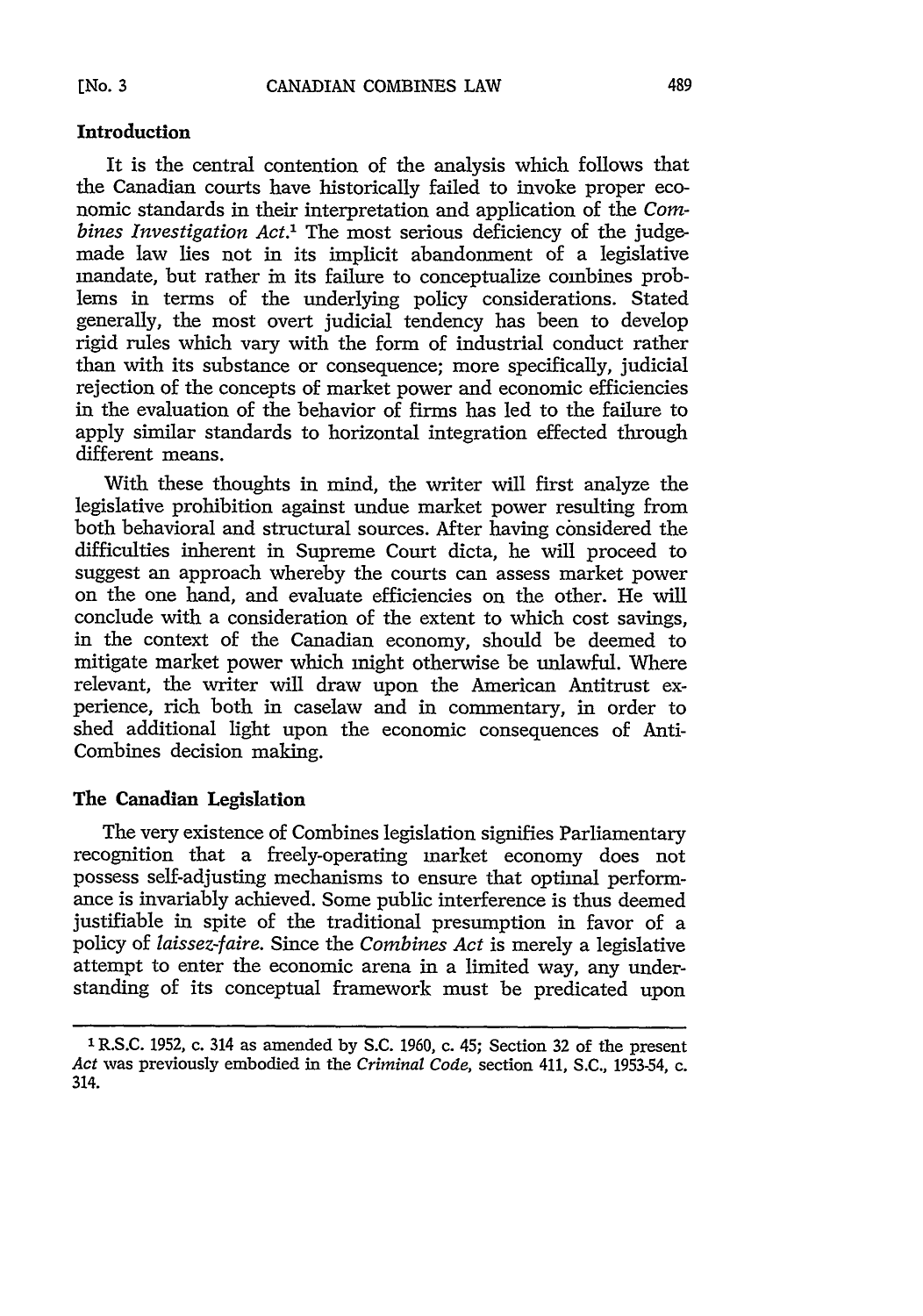## Introduction

It is the central contention of the analysis which follows that the Canadian courts have historically failed to invoke proper economic standards in their interpretation and application of the *Combines Investigation Act*.[1] The most serious deficiency of the judge-made law lies not in its implicit abandonment of a legislative mandate, but rather in its failure to conceptualize combines problems in terms of the underlying policy considerations. Stated generally, the most overt judicial tendency has been to develop rigid rules which vary with the form of industrial conduct rather than with its substance or consequence; more specifically, judicial rejection of the concepts of market power and economic efficiencies in the evaluation of the behavior of firms has led to the failure to apply similar standards to horizontal integration effected through different means.

With these thoughts in mind, the writer will first analyze the legislative prohibition against undue market power resulting from both behavioral and structural sources. After having considered the difficulties inherent in Supreme Court dicta, he will proceed to suggest an approach whereby the courts can assess market power on the one hand, and evaluate efficiencies on the other. He will conclude with a consideration of the extent to which cost savings, in the context of the Canadian economy, should be deemed to mitigate market power which might otherwise be unlawful. Where relevant, the writer will draw upon the American Antitrust experience, rich both in caselaw and in commentary, in order to shed additional light upon the economic consequences of Anti-Combines decision making.

## The Canadian Legislation

The very existence of Combines legislation signifies Parliamentary recognition that a freely-operating market economy does not possess self-adjusting mechanisms to ensure that optimal performance is invariably achieved. Some public interference is thus deemed justifiable in spite of the traditional presumption in favor of a policy of *laissez-faire*. Since the *Combines Act* is merely a legislative attempt to enter the economic arena in a limited way, any understanding of its conceptual framework must be predicated upon

---

[1] R.S.C. 1952, c. 314 as amended by S.C. 1960, c. 45; Section 32 of the present *Act* was previously embodied in the *Criminal Code*, section 411, S.C., 1953-54, c. 314.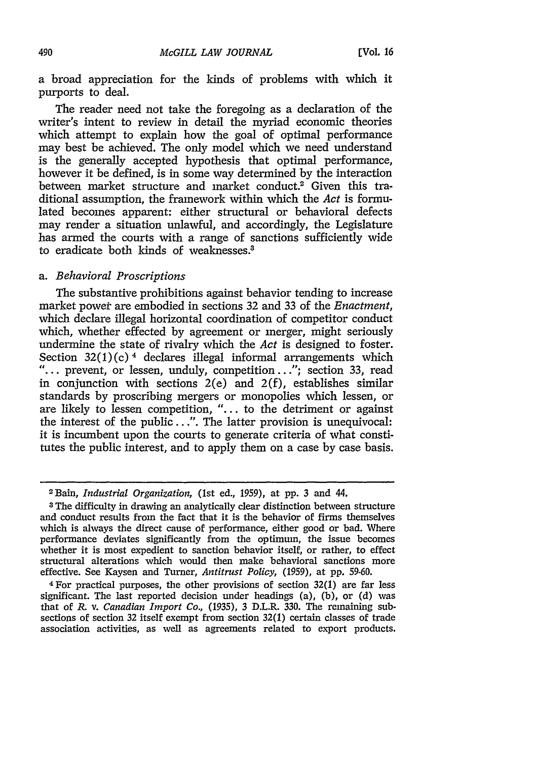a broad appreciation for the kinds of problems with which it purports to deal.

The reader need not take the foregoing as a declaration of the writer's intent to review in detail the myriad economic theories which attempt to explain how the goal of optimal performance may best be achieved. The only model which we need understand is the generally accepted hypothesis that optimal performance, however it be defined, is in some way determined by the interaction between market structure and market conduct.[2] Given this traditional assumption, the framework within which the *Act* is formulated becomes apparent: either structural or behavioral defects may render a situation unlawful, and accordingly, the Legislature has armed the courts with a range of sanctions sufficiently wide to eradicate both kinds of weaknesses.[3]

### a. *Behavioral Proscriptions*

The substantive prohibitions against behavior tending to increase market power are embodied in sections 32 and 33 of the *Enactment*, which declare illegal horizontal coordination of competitor conduct which, whether effected by agreement or merger, might seriously undermine the state of rivalry which the *Act* is designed to foster. Section 32(1)(c)[4] declares illegal informal arrangements which "... prevent, or lessen, unduly, competition..."; section 33, read in conjunction with sections 2(e) and 2(f), establishes similar standards by proscribing mergers or monopolies which lessen, or are likely to lessen competition, "... to the detriment or against the interest of the public...". The latter provision is unequivocal: it is incumbent upon the courts to generate criteria of what constitutes the public interest, and to apply them on a case by case basis.

---

[2] Bain, *Industrial Organization*, (1st ed., 1959), at pp. 3 and 44.

[3] The difficulty in drawing an analytically clear distinction between structure and conduct results from the fact that it is the behavior of firms themselves which is always the direct cause of performance, either good or bad. Where performance deviates significantly from the optimum, the issue becomes whether it is most expedient to sanction behavior itself, or rather, to effect structural alterations which would then make behavioral sanctions more effective. See Kaysen and Turner, *Antitrust Policy*, (1959), at pp. 59-60.

[4] For practical purposes, the other provisions of section 32(1) are far less significant. The last reported decision under headings (a), (b), or (d) was that of *R. v. Canadian Import Co.*, (1935), 3 D.L.R. 330. The remaining subsections of section 32 itself exempt from section 32(1) certain classes of trade association activities, as well as agreements related to export products.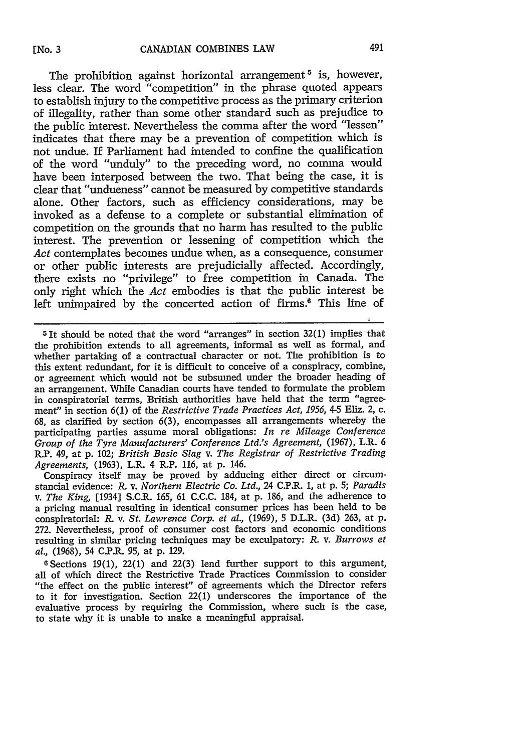The prohibition against horizontal arrangement[5] is, however, less clear. The word "competition" in the phrase quoted appears to establish injury to the competitive process as the primary criterion of illegality, rather than some other standard such as prejudice to the public interest. Nevertheless the comma after the word "lessen" indicates that there may be a prevention of competition which is not undue. If Parliament had intended to confine the qualification of the word "unduly" to the preceding word, no comma would have been interposed between the two. That being the case, it is clear that "undueness" cannot be measured by competitive standards alone. Other factors, such as efficiency considerations, may be invoked as a defense to a complete or substantial elimination of competition on the grounds that no harm has resulted to the public interest. The prevention or lessening of competition which the *Act* contemplates becomes undue when, as a consequence, consumer or other public interests are prejudicially affected. Accordingly, there exists no "privilege" to free competition in Canada. The only right which the *Act* embodies is that the public interest be left unimpaired by the concerted action of firms.[6] This line of

---

[5] It should be noted that the word "arranges" in section 32(1) implies that the prohibition extends to all agreements, informal as well as formal, and whether partaking of a contractual character or not. The prohibition is to this extent redundant, for it is difficult to conceive of a conspiracy, combine, or agreement which would not be subsumed under the broader heading of an arrangement. While Canadian courts have tended to formulate the problem in conspiratorial terms, British authorities have held that the term "agreement" in section 6(1) of the *Restrictive Trade Practices Act, 1956*, 4-5 Eliz. 2, c. 68, as clarified by section 6(3), encompasses all arrangements whereby the participating parties assume moral obligations: *In re Mileage Conference Group of the Tyre Manufacturers' Conference Ltd.'s Agreement*, (1967), L.R. 6 R.P. 49, at p. 102; *British Basic Slag* v. *The Registrar of Restrictive Trading Agreements*, (1963), L.R. 4 R.P. 116, at p. 146.

Conspiracy itself may be proved by adducing either direct or circumstancial evidence: *R.* v. *Northern Electric Co. Ltd.*, 24 C.P.R. 1, at p. 5; *Paradis* v. *The King*, [1934] S.C.R. 165, 61 C.C.C. 184, at p. 186, and the adherence to a pricing manual resulting in identical consumer prices has been held to be conspiratorial: *R.* v. *St. Lawrence Corp. et al.*, (1969), 5 D.L.R. (3d) 263, at p. 272. Nevertheless, proof of consumer cost factors and economic conditions resulting in similar pricing techniques may be exculpatory: *R.* v. *Burrows et al.*, (1968), 54 C.P.R. 95, at p. 129.

[6] Sections 19(1), 22(1) and 22(3) lend further support to this argument, all of which direct the Restrictive Trade Practices Commission to consider "the effect on the public interest" of agreements which the Director refers to it for investigation. Section 22(1) underscores the importance of the evaluative process by requiring the Commission, where such is the case, to state why it is unable to make a meaningful appraisal.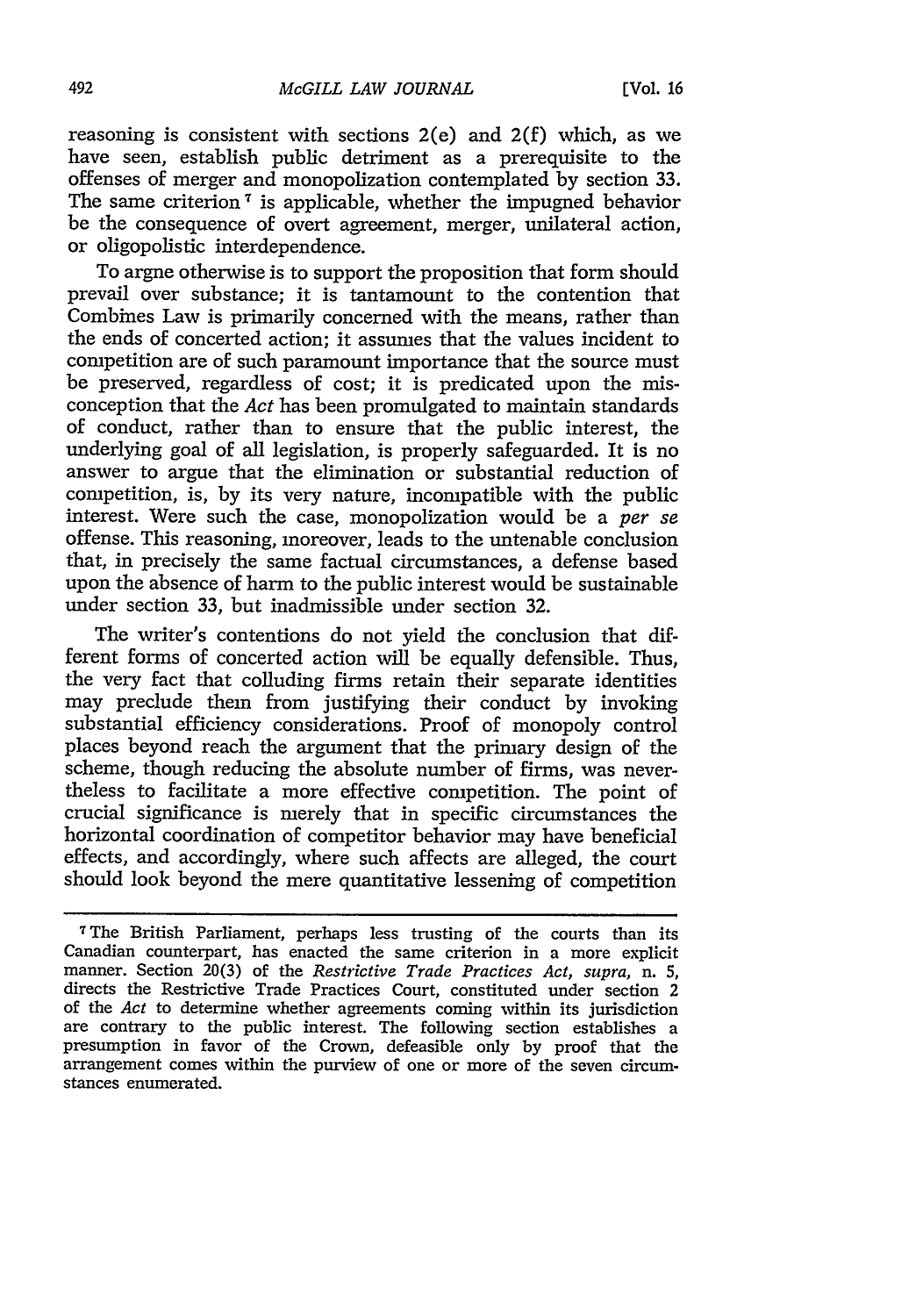reasoning is consistent with sections 2(e) and 2(f) which, as we have seen, establish public detriment as a prerequisite to the offenses of merger and monopolization contemplated by section 33. The same criterion [7] is applicable, whether the impugned behavior be the consequence of overt agreement, merger, unilateral action, or oligopolistic interdependence.

To argne otherwise is to support the proposition that form should prevail over substance; it is tantamount to the contention that Combines Law is primarily concerned with the means, rather than the ends of concerted action; it assumes that the values incident to competition are of such paramount importance that the source must be preserved, regardless of cost; it is predicated upon the misconception that the *Act* has been promulgated to maintain standards of conduct, rather than to ensure that the public interest, the underlying goal of all legislation, is properly safeguarded. It is no answer to argue that the elimination or substantial reduction of competition, is, by its very nature, incompatible with the public interest. Were such the case, monopolization would be a *per se* offense. This reasoning, moreover, leads to the untenable conclusion that, in precisely the same factual circumstances, a defense based upon the absence of harm to the public interest would be sustainable under section 33, but inadmissible under section 32.

The writer's contentions do not yield the conclusion that different forms of concerted action will be equally defensible. Thus, the very fact that colluding firms retain their separate identities may preclude them from justifying their conduct by invoking substantial efficiency considerations. Proof of monopoly control places beyond reach the argument that the primary design of the scheme, though reducing the absolute number of firms, was nevertheless to facilitate a more effective competition. The point of crucial significance is merely that in specific circumstances the horizontal coordination of competitor behavior may have beneficial effects, and accordingly, where such affects are alleged, the court should look beyond the mere quantitative lessening of competition

---

[7] The British Parliament, perhaps less trusting of the courts than its Canadian counterpart, has enacted the same criterion in a more explicit manner. Section 20(3) of the *Restrictive Trade Practices Act, supra*, n. 5, directs the Restrictive Trade Practices Court, constituted under section 2 of the *Act* to determine whether agreements coming within its jurisdiction are contrary to the public interest. The following section establishes a presumption in favor of the Crown, defeasible only by proof that the arrangement comes within the purview of one or more of the seven circumstances enumerated.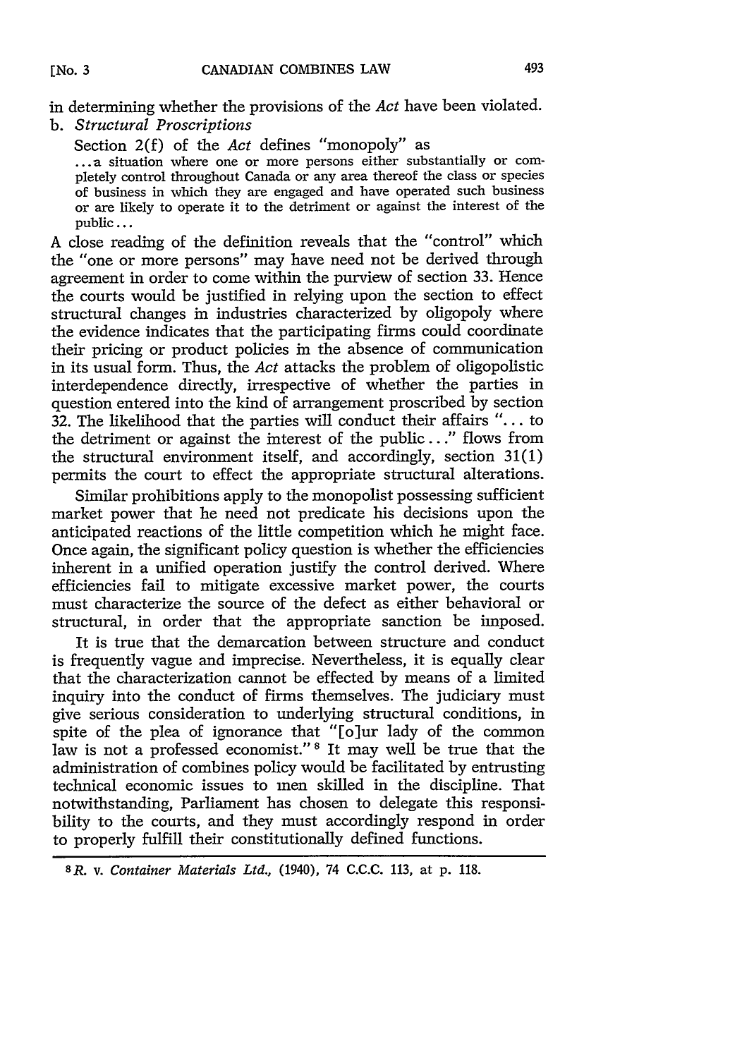in determining whether the provisions of the *Act* have been violated.

b. *Structural Proscriptions*

Section 2(f) of the *Act* defines "monopoly" as

> . . . a situation where one or more persons either substantially or completely control throughout Canada or any area thereof the class or species of business in which they are engaged and have operated such business or are likely to operate it to the detriment or against the interest of the public . . .

A close reading of the definition reveals that the "control" which the "one or more persons" may have need not be derived through agreement in order to come within the purview of section 33. Hence the courts would be justified in relying upon the section to effect structural changes in industries characterized by oligopoly where the evidence indicates that the participating firms could coordinate their pricing or product policies in the absence of communication in its usual form. Thus, the *Act* attacks the problem of oligopolistic interdependence directly, irrespective of whether the parties in question entered into the kind of arrangement proscribed by section 32. The likelihood that the parties will conduct their affairs ". . . to the detriment or against the interest of the public . . ." flows from the structural environment itself, and accordingly, section 31(1) permits the court to effect the appropriate structural alterations.

Similar prohibitions apply to the monopolist possessing sufficient market power that he need not predicate his decisions upon the anticipated reactions of the little competition which he might face. Once again, the significant policy question is whether the efficiencies inherent in a unified operation justify the control derived. Where efficiencies fail to mitigate excessive market power, the courts must characterize the source of the defect as either behavioral or structural, in order that the appropriate sanction be imposed.

It is true that the demarcation between structure and conduct is frequently vague and imprecise. Nevertheless, it is equally clear that the characterization cannot be effected by means of a limited inquiry into the conduct of firms themselves. The judiciary must give serious consideration to underlying structural conditions, in spite of the plea of ignorance that "[o]ur lady of the common law is not a professed economist."[8] It may well be true that the administration of combines policy would be facilitated by entrusting technical economic issues to men skilled in the discipline. That notwithstanding, Parliament has chosen to delegate this responsibility to the courts, and they must accordingly respond in order to properly fulfill their constitutionally defined functions.

---

[8] *R.* v. *Container Materials Ltd.*, (1940), 74 C.C.C. 113, at p. 118.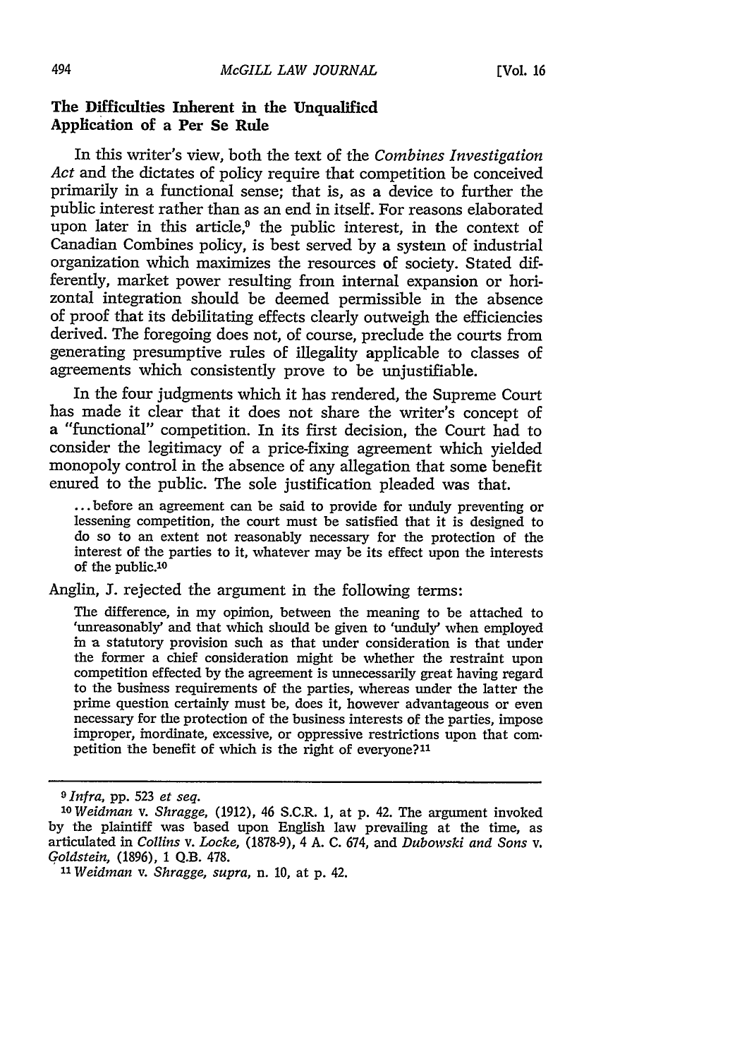### The Difficulties Inherent in the Unqualified Application of a Per Se Rule

In this writer's view, both the text of the *Combines Investigation Act* and the dictates of policy require that competition be conceived primarily in a functional sense; that is, as a device to further the public interest rather than as an end in itself. For reasons elaborated upon later in this article,[9] the public interest, in the context of Canadian Combines policy, is best served by a system of industrial organization which maximizes the resources of society. Stated differently, market power resulting from internal expansion or horizontal integration should be deemed permissible in the absence of proof that its debilitating effects clearly outweigh the efficiencies derived. The foregoing does not, of course, preclude the courts from generating presumptive rules of illegality applicable to classes of agreements which consistently prove to be unjustifiable.

In the four judgments which it has rendered, the Supreme Court has made it clear that it does not share the writer's concept of a "functional" competition. In its first decision, the Court had to consider the legitimacy of a price-fixing agreement which yielded monopoly control in the absence of any allegation that some benefit enured to the public. The sole justification pleaded was that.

> ... before an agreement can be said to provide for unduly preventing or lessening competition, the court must be satisfied that it is designed to do so to an extent not reasonably necessary for the protection of the interest of the parties to it, whatever may be its effect upon the interests of the public.[10]

Anglin, J. rejected the argument in the following terms:

> The difference, in my opinion, between the meaning to be attached to 'unreasonably' and that which should be given to 'unduly' when employed in a statutory provision such as that under consideration is that under the former a chief consideration might be whether the restraint upon competition effected by the agreement is unnecessarily great having regard to the business requirements of the parties, whereas under the latter the prime question certainly must be, does it, however advantageous or even necessary for the protection of the business interests of the parties, impose improper, inordinate, excessive, or oppressive restrictions upon that competition the benefit of which is the right of everyone?[11]

---

[9] *Infra*, pp. 523 *et seq.*

[10] *Weidman* v. *Shragge*, (1912), 46 S.C.R. 1, at p. 42. The argument invoked by the plaintiff was based upon English law prevailing at the time, as articulated in *Collins* v. *Locke*, (1878-9), 4 A. C. 674, and *Dubowski and Sons* v. *Goldstein*, (1896), 1 Q.B. 478.

[11] *Weidman* v. *Shragge*, *supra*, n. 10, at p. 42.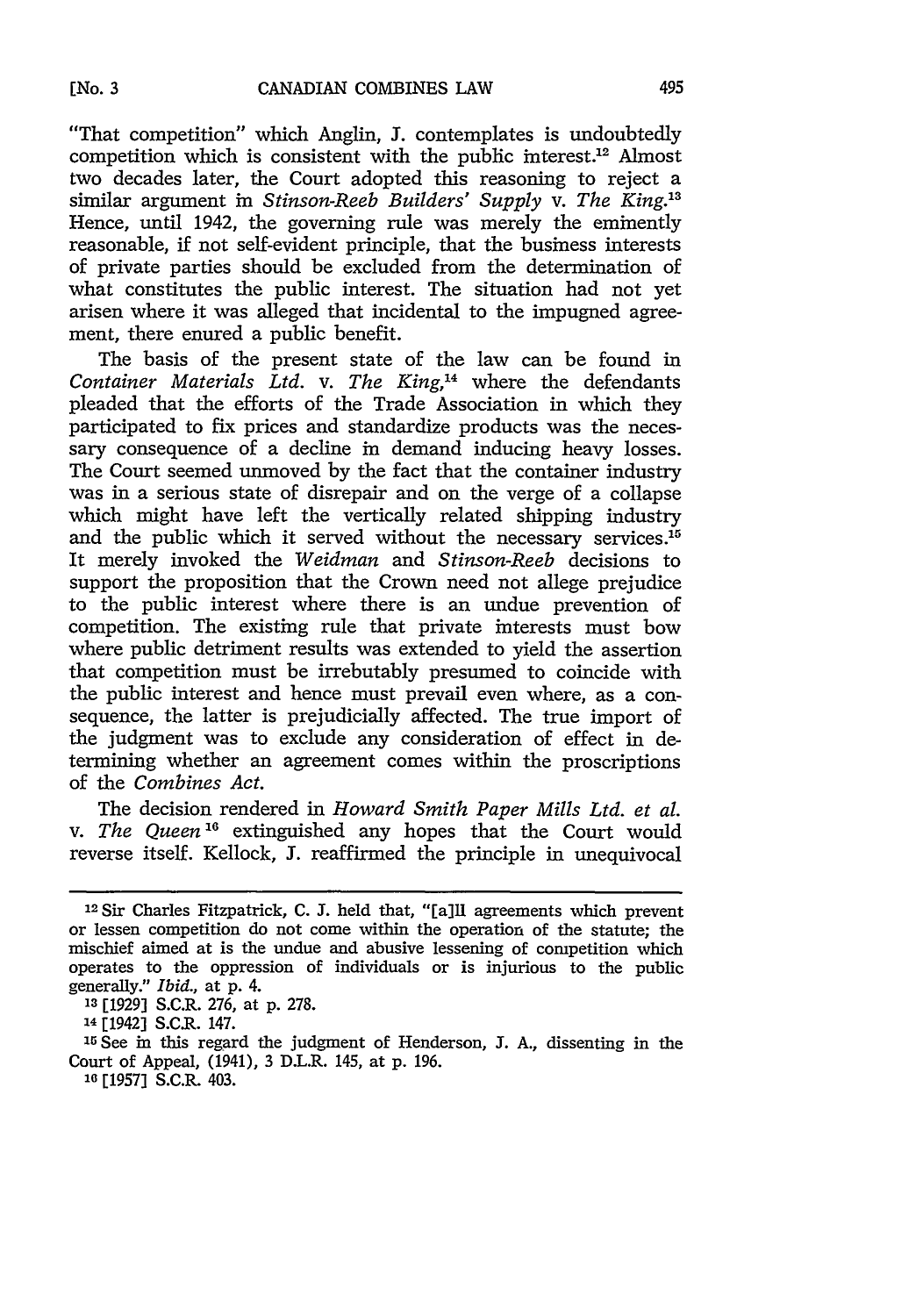"That competition" which Anglin, J. contemplates is undoubtedly competition which is consistent with the public interest.[12] Almost two decades later, the Court adopted this reasoning to reject a similar argument in *Stinson-Reeb Builders' Supply* v. *The King*.[13] Hence, until 1942, the governing rule was merely the eminently reasonable, if not self-evident principle, that the business interests of private parties should be excluded from the determination of what constitutes the public interest. The situation had not yet arisen where it was alleged that incidental to the impugned agreement, there enured a public benefit.

The basis of the present state of the law can be found in *Container Materials Ltd.* v. *The King*,[14] where the defendants pleaded that the efforts of the Trade Association in which they participated to fix prices and standardize products was the necessary consequence of a decline in demand inducing heavy losses. The Court seemed unmoved by the fact that the container industry was in a serious state of disrepair and on the verge of a collapse which might have left the vertically related shipping industry and the public which it served without the necessary services.[15] It merely invoked the *Weidman* and *Stinson-Reeb* decisions to support the proposition that the Crown need not allege prejudice to the public interest where there is an undue prevention of competition. The existing rule that private interests must bow where public detriment results was extended to yield the assertion that competition must be irrebutably presumed to coincide with the public interest and hence must prevail even where, as a consequence, the latter is prejudicially affected. The true import of the judgment was to exclude any consideration of effect in determining whether an agreement comes within the proscriptions of the *Combines Act*.

The decision rendered in *Howard Smith Paper Mills Ltd. et al.* v. *The Queen*[16] extinguished any hopes that the Court would reverse itself. Kellock, J. reaffirmed the principle in unequivocal

---

[12] Sir Charles Fitzpatrick, C. J. held that, "[a]ll agreements which prevent or lessen competition do not come within the operation of the statute; the mischief aimed at is the undue and abusive lessening of competition which operates to the oppression of individuals or is injurious to the public generally." *Ibid.*, at p. 4.

[13] [1929] S.C.R. 276, at p. 278.

[14] [1942] S.C.R. 147.

[15] See in this regard the judgment of Henderson, J. A., dissenting in the Court of Appeal, (1941), 3 D.L.R. 145, at p. 196.

[16] [1957] S.C.R. 403.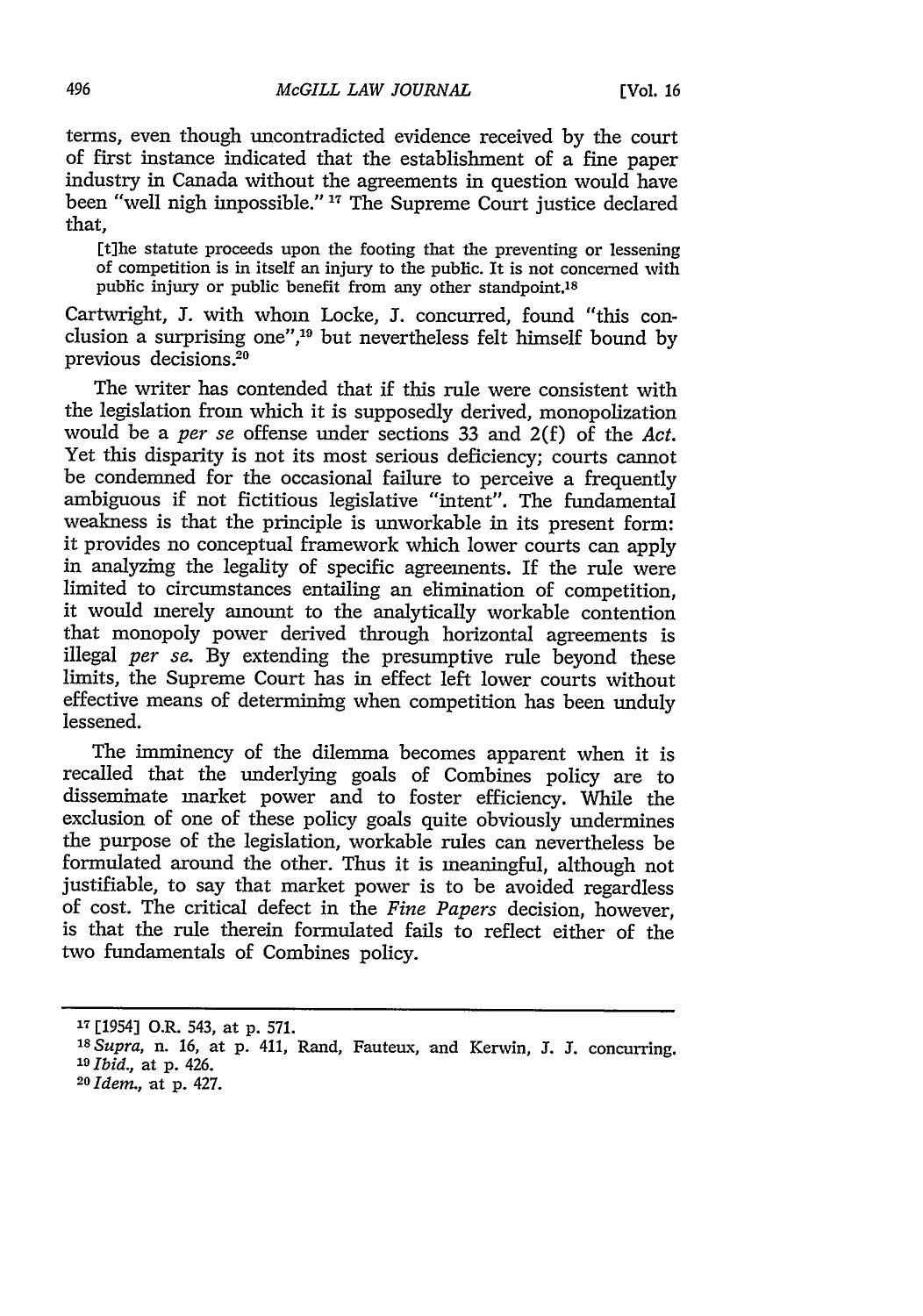terms, even though uncontradicted evidence received by the court of first instance indicated that the establishment of a fine paper industry in Canada without the agreements in question would have been "well nigh impossible." [17] The Supreme Court justice declared that,

> [t]he statute proceeds upon the footing that the preventing or lessening of competition is in itself an injury to the public. It is not concerned with public injury or public benefit from any other standpoint.[18]

Cartwright, J. with whom Locke, J. concurred, found "this conclusion a surprising one",[19] but nevertheless felt himself bound by previous decisions.[20]

The writer has contended that if this rule were consistent with the legislation from which it is supposedly derived, monopolization would be a *per se* offense under sections 33 and 2(f) of the *Act*. Yet this disparity is not its most serious deficiency; courts cannot be condemned for the occasional failure to perceive a frequently ambiguous if not fictitious legislative "intent". The fundamental weakness is that the principle is unworkable in its present form: it provides no conceptual framework which lower courts can apply in analyzing the legality of specific agreements. If the rule were limited to circumstances entailing an elimination of competition, it would merely amount to the analytically workable contention that monopoly power derived through horizontal agreements is illegal *per se*. By extending the presumptive rule beyond these limits, the Supreme Court has in effect left lower courts without effective means of determining when competition has been unduly lessened.

The imminency of the dilemma becomes apparent when it is recalled that the underlying goals of Combines policy are to disseminate market power and to foster efficiency. While the exclusion of one of these policy goals quite obviously undermines the purpose of the legislation, workable rules can nevertheless be formulated around the other. Thus it is meaningful, although not justifiable, to say that market power is to be avoided regardless of cost. The critical defect in the *Fine Papers* decision, however, is that the rule therein formulated fails to reflect either of the two fundamentals of Combines policy.

---

[17] [1954] O.R. 543, at p. 571.

[18] *Supra*, n. 16, at p. 411, Rand, Fauteux, and Kerwin, J. J. concurring.

[19] *Ibid.*, at p. 426.

[20] *Idem.*, at p. 427.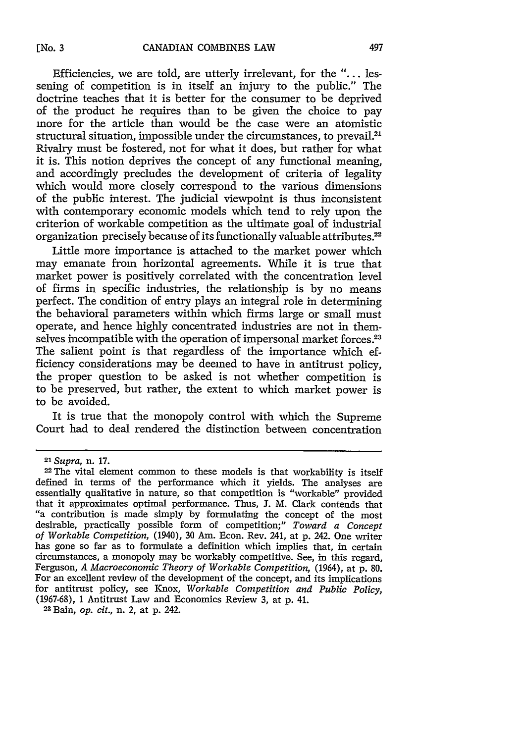Efficiencies, we are told, are utterly irrelevant, for the "... lessening of competition is in itself an injury to the public." The doctrine teaches that it is better for the consumer to be deprived of the product he requires than to be given the choice to pay more for the article than would be the case were an atomistic structural situation, impossible under the circumstances, to prevail.[21] Rivalry must be fostered, not for what it does, but rather for what it is. This notion deprives the concept of any functional meaning, and accordingly precludes the development of criteria of legality which would more closely correspond to the various dimensions of the public interest. The judicial viewpoint is thus inconsistent with contemporary economic models which tend to rely upon the criterion of workable competition as the ultimate goal of industrial organization precisely because of its functionally valuable attributes.[22]

Little more importance is attached to the market power which may emanate from horizontal agreements. While it is true that market power is positively correlated with the concentration level of firms in specific industries, the relationship is by no means perfect. The condition of entry plays an integral role in determining the behavioral parameters within which firms large or small must operate, and hence highly concentrated industries are not in themselves incompatible with the operation of impersonal market forces.[23] The salient point is that regardless of the importance which efficiency considerations may be deemed to have in antitrust policy, the proper question to be asked is not whether competition is to be preserved, but rather, the extent to which market power is to be avoided.

It is true that the monopoly control with which the Supreme Court had to deal rendered the distinction between concentration

---

[21] *Supra*, n. 17.

[22] The vital element common to these models is that workability is itself defined in terms of the performance which it yields. The analyses are essentially qualitative in nature, so that competition is "workable" provided that it approximates optimal performance. Thus, J. M. Clark contends that "a contribution is made simply by formulating the concept of the most desirable, practically possible form of competition;" *Toward a Concept of Workable Competition*, (1940), 30 Am. Econ. Rev. 241, at p. 242. One writer has gone so far as to formulate a definition which implies that, in certain circumstances, a monopoly may be workably competitive. See, in this regard, Ferguson, *A Macroeconomic Theory of Workable Competition*, (1964), at p. 80. For an excellent review of the development of the concept, and its implications for antitrust policy, see Knox, *Workable Competition and Public Policy*, (1967-68), 1 Antitrust Law and Economics Review 3, at p. 41.

[23] Bain, *op. cit.*, n. 2, at p. 242.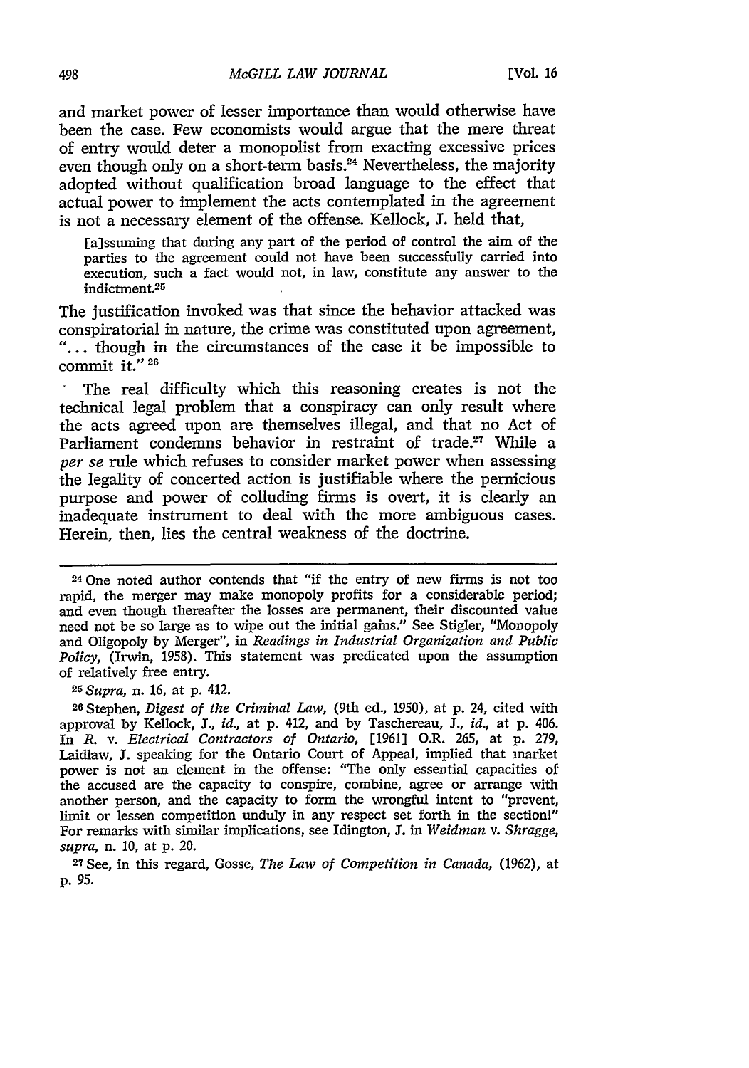and market power of lesser importance than would otherwise have been the case. Few economists would argue that the mere threat of entry would deter a monopolist from exacting excessive prices even though only on a short-term basis.[24] Nevertheless, the majority adopted without qualification broad language to the effect that actual power to implement the acts contemplated in the agreement is not a necessary element of the offense. Kellock, J. held that,

> [a]ssuming that during any part of the period of control the aim of the parties to the agreement could not have been successfully carried into execution, such a fact would not, in law, constitute any answer to the indictment.[25]

The justification invoked was that since the behavior attacked was conspiratorial in nature, the crime was constituted upon agreement, "... though in the circumstances of the case it be impossible to commit it." [26]

The real difficulty which this reasoning creates is not the technical legal problem that a conspiracy can only result where the acts agreed upon are themselves illegal, and that no Act of Parliament condemns behavior in restraint of trade.[27] While a *per se* rule which refuses to consider market power when assessing the legality of concerted action is justifiable where the pernicious purpose and power of colluding firms is overt, it is clearly an inadequate instrument to deal with the more ambiguous cases. Herein, then, lies the central weakness of the doctrine.

---

[24] One noted author contends that "if the entry of new firms is not too rapid, the merger may make monopoly profits for a considerable period; and even though thereafter the losses are permanent, their discounted value need not be so large as to wipe out the initial gains." See Stigler, "Monopoly and Oligopoly by Merger", in *Readings in Industrial Organization and Public Policy*, (Irwin, 1958). This statement was predicated upon the assumption of relatively free entry.

[25] *Supra*, n. 16, at p. 412.

[26] Stephen, *Digest of the Criminal Law*, (9th ed., 1950), at p. 24, cited with approval by Kellock, J., *id.*, at p. 412, and by Taschereau, J., *id.*, at p. 406. In *R.* v. *Electrical Contractors of Ontario*, [1961] O.R. 265, at p. 279, Laidlaw, J. speaking for the Ontario Court of Appeal, implied that market power is not an element in the offense: "The only essential capacities of the accused are the capacity to conspire, combine, agree or arrange with another person, and the capacity to form the wrongful intent to "prevent, limit or lessen competition unduly in any respect set forth in the section!" For remarks with similar implications, see Idington, J. in *Weidman* v. *Shragge*, *supra*, n. 10, at p. 20.

[27] See, in this regard, Gosse, *The Law of Competition in Canada*, (1962), at p. 95.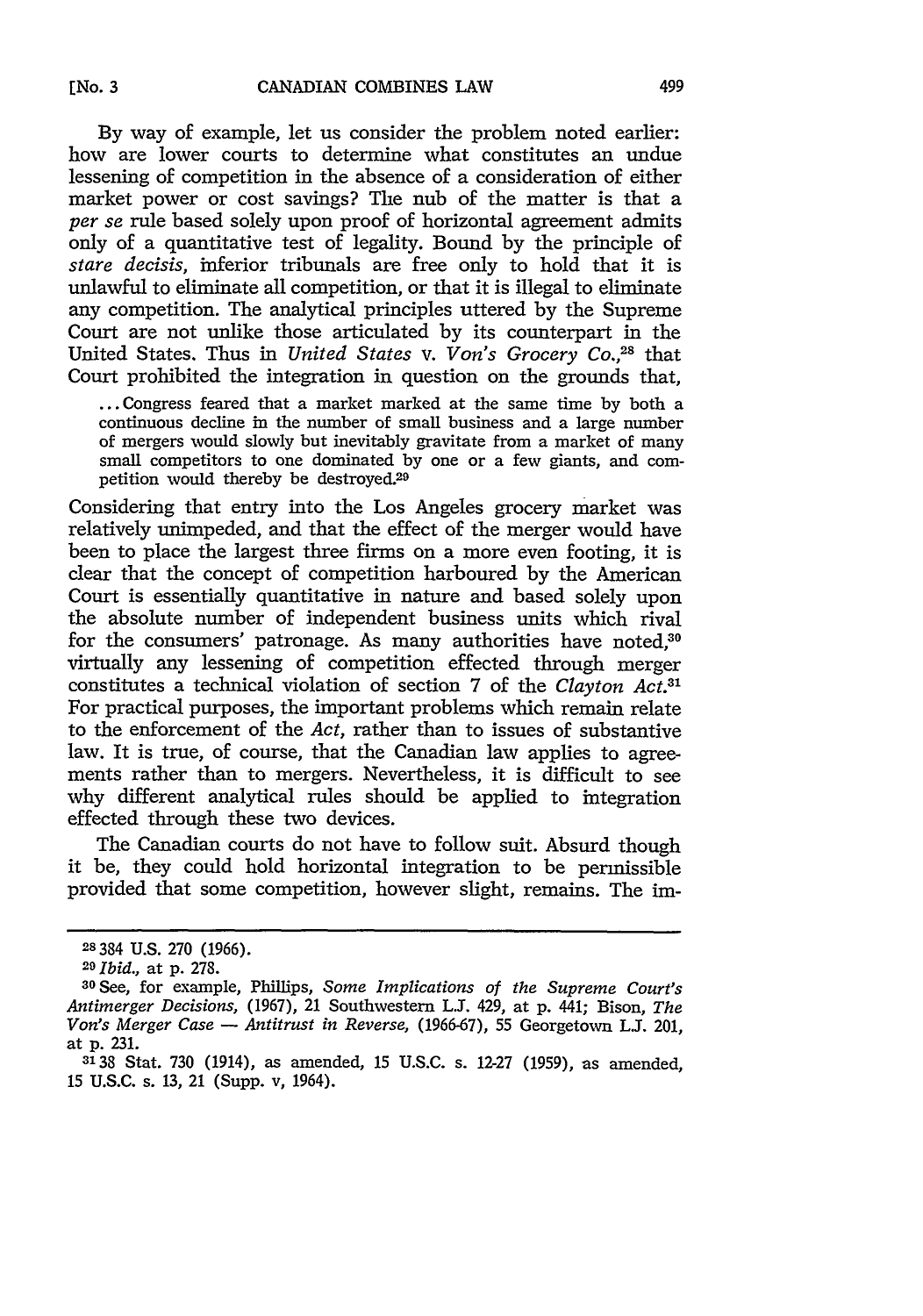By way of example, let us consider the problem noted earlier: how are lower courts to determine what constitutes an undue lessening of competition in the absence of a consideration of either market power or cost savings? The nub of the matter is that a *per se* rule based solely upon proof of horizontal agreement admits only of a quantitative test of legality. Bound by the principle of *stare decisis*, inferior tribunals are free only to hold that it is unlawful to eliminate all competition, or that it is illegal to eliminate any competition. The analytical principles uttered by the Supreme Court are not unlike those articulated by its counterpart in the United States. Thus in *United States* v. *Von's Grocery Co.*,[28] that Court prohibited the integration in question on the grounds that,

> ... Congress feared that a market marked at the same time by both a continuous decline in the number of small business and a large number of mergers would slowly but inevitably gravitate from a market of many small competitors to one dominated by one or a few giants, and competition would thereby be destroyed.[29]

Considering that entry into the Los Angeles grocery market was relatively unimpeded, and that the effect of the merger would have been to place the largest three firms on a more even footing, it is clear that the concept of competition harboured by the American Court is essentially quantitative in nature and based solely upon the absolute number of independent business units which rival for the consumers' patronage. As many authorities have noted,[30] virtually any lessening of competition effected through merger constitutes a technical violation of section 7 of the *Clayton Act*.[31] For practical purposes, the important problems which remain relate to the enforcement of the *Act*, rather than to issues of substantive law. It is true, of course, that the Canadian law applies to agreements rather than to mergers. Nevertheless, it is difficult to see why different analytical rules should be applied to integration effected through these two devices.

The Canadian courts do not have to follow suit. Absurd though it be, they could hold horizontal integration to be permissible provided that some competition, however slight, remains. The im-

---

[28] 384 U.S. 270 (1966).

[29] *Ibid.*, at p. 278.

[30] See, for example, Phillips, *Some Implications of the Supreme Court's Antimerger Decisions*, (1967), 21 Southwestern L.J. 429, at p. 441; Bison, *The Von's Merger Case — Antitrust in Reverse*, (1966-67), 55 Georgetown L.J. 201, at p. 231.

[31] 38 Stat. 730 (1914), as amended, 15 U.S.C. s. 12-27 (1959), as amended, 15 U.S.C. s. 13, 21 (Supp. v, 1964).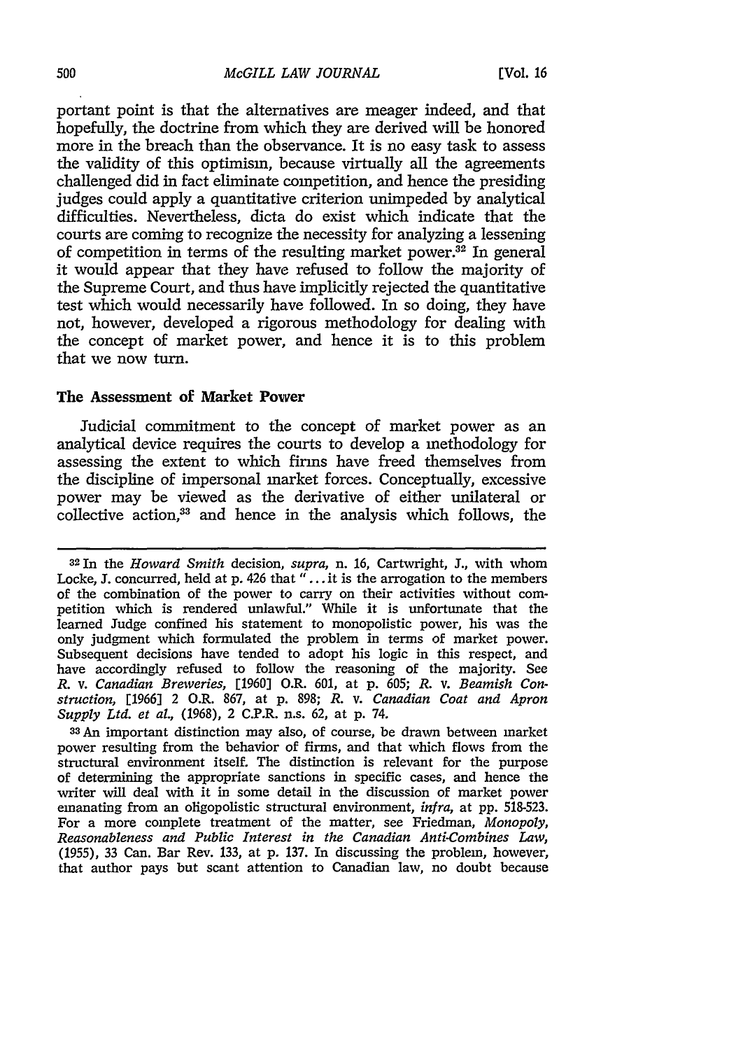portant point is that the alternatives are meager indeed, and that hopefully, the doctrine from which they are derived will be honored more in the breach than the observance. It is no easy task to assess the validity of this optimism, because virtually all the agreements challenged did in fact eliminate competition, and hence the presiding judges could apply a quantitative criterion unimpeded by analytical difficulties. Nevertheless, dicta do exist which indicate that the courts are coming to recognize the necessity for analyzing a lessening of competition in terms of the resulting market power.[32] In general it would appear that they have refused to follow the majority of the Supreme Court, and thus have implicitly rejected the quantitative test which would necessarily have followed. In so doing, they have not, however, developed a rigorous methodology for dealing with the concept of market power, and hence it is to this problem that we now turn.

### The Assessment of Market Power

Judicial commitment to the concept of market power as an analytical device requires the courts to develop a methodology for assessing the extent to which firms have freed themselves from the discipline of impersonal market forces. Conceptually, excessive power may be viewed as the derivative of either unilateral or collective action,[33] and hence in the analysis which follows, the

---

[32] In the *Howard Smith* decision, *supra*, n. 16, Cartwright, J., with whom Locke, J. concurred, held at p. 426 that "... it is the arrogation to the members of the combination of the power to carry on their activities without competition which is rendered unlawful." While it is unfortunate that the learned Judge confined his statement to monopolistic power, his was the only judgment which formulated the problem in terms of market power. Subsequent decisions have tended to adopt his logic in this respect, and have accordingly refused to follow the reasoning of the majority. See *R. v. Canadian Breweries*, [1960] O.R. 601, at p. 605; *R. v. Beamish Construction*, [1966] 2 O.R. 867, at p. 898; *R. v. Canadian Coat and Apron Supply Ltd. et al.*, (1968), 2 C.P.R. n.s. 62, at p. 74.

[33] An important distinction may also, of course, be drawn between market power resulting from the behavior of firms, and that which flows from the structural environment itself. The distinction is relevant for the purpose of determining the appropriate sanctions in specific cases, and hence the writer will deal with it in some detail in the discussion of market power emanating from an oligopolistic structural environment, *infra*, at pp. 518-523. For a more complete treatment of the matter, see Friedman, *Monopoly, Reasonableness and Public Interest in the Canadian Anti-Combines Law*, (1955), 33 Can. Bar Rev. 133, at p. 137. In discussing the problem, however, that author pays but scant attention to Canadian law, no doubt because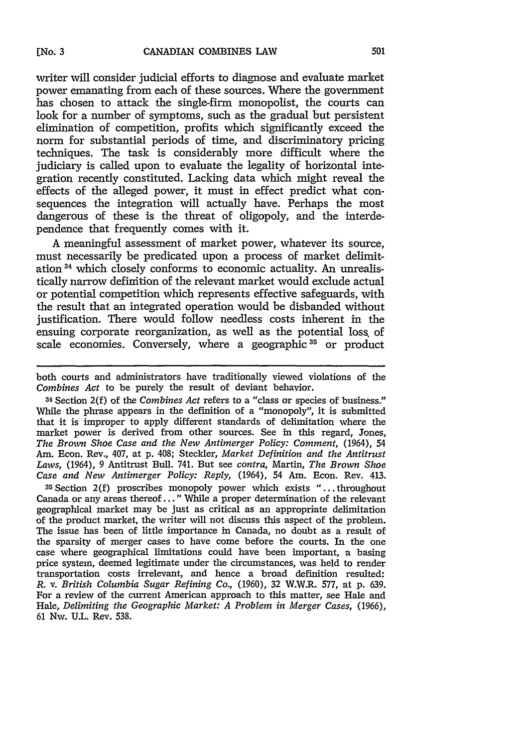writer will consider judicial efforts to diagnose and evaluate market power emanating from each of these sources. Where the government has chosen to attack the single-firm monopolist, the courts can look for a number of symptoms, such as the gradual but persistent elimination of competition, profits which significantly exceed the norm for substantial periods of time, and discriminatory pricing techniques. The task is considerably more difficult where the judiciary is called upon to evaluate the legality of horizontal integration recently constituted. Lacking data which might reveal the effects of the alleged power, it must in effect predict what consequences the integration will actually have. Perhaps the most dangerous of these is the threat of oligopoly, and the interdependence that frequently comes with it.

A meaningful assessment of market power, whatever its source, must necessarily be predicated upon a process of market delimitation [34] which closely conforms to economic actuality. An unrealistically narrow definition of the relevant market would exclude actual or potential competition which represents effective safeguards, with the result that an integrated operation would be disbanded without justification. There would follow needless costs inherent in the ensuing corporate reorganization, as well as the potential loss of scale economies. Conversely, where a geographic [35] or product

---

both courts and administrators have traditionally viewed violations of the *Combines Act* to be purely the result of deviant behavior.

[34] Section 2(f) of the *Combines Act* refers to a "class or species of business." While the phrase appears in the definition of a "monopoly", it is submitted that it is improper to apply different standards of delimitation where the market power is derived from other sources. See in this regard, Jones, *The Brown Shoe Case and the New Antimerger Policy: Comment*, (1964), 54 Am. Econ. Rev., 407, at p. 408; Steckler, *Market Definition and the Antitrust Laws*, (1964), 9 Antitrust Bull. 741. But see *contra*, Martin, *The Brown Shoe Case and New Antimerger Policy: Reply*, (1964), 54 Am. Econ. Rev. 413.

[35] Section 2(f) proscribes monopoly power which exists "...throughout Canada or any areas thereof..." While a proper determination of the relevant geographical market may be just as critical as an appropriate delimitation of the product market, the writer will not discuss this aspect of the problem. The issue has been of little importance in Canada, no doubt as a result of the sparsity of merger cases to have come before the courts. In the one case where geographical limitations could have been important, a basing price system, deemed legitimate under the circumstances, was held to render transportation costs irrelevant, and hence a broad definition resulted: *R.* v. *British Columbia Sugar Refining Co.*, (1960), 32 W.W.R. 577, at p. 639. For a review of the current American approach to this matter, see Hale and Hale, *Delimiting the Geographic Market: A Problem in Merger Cases*, (1966), 61 Nw. U.L. Rev. 538.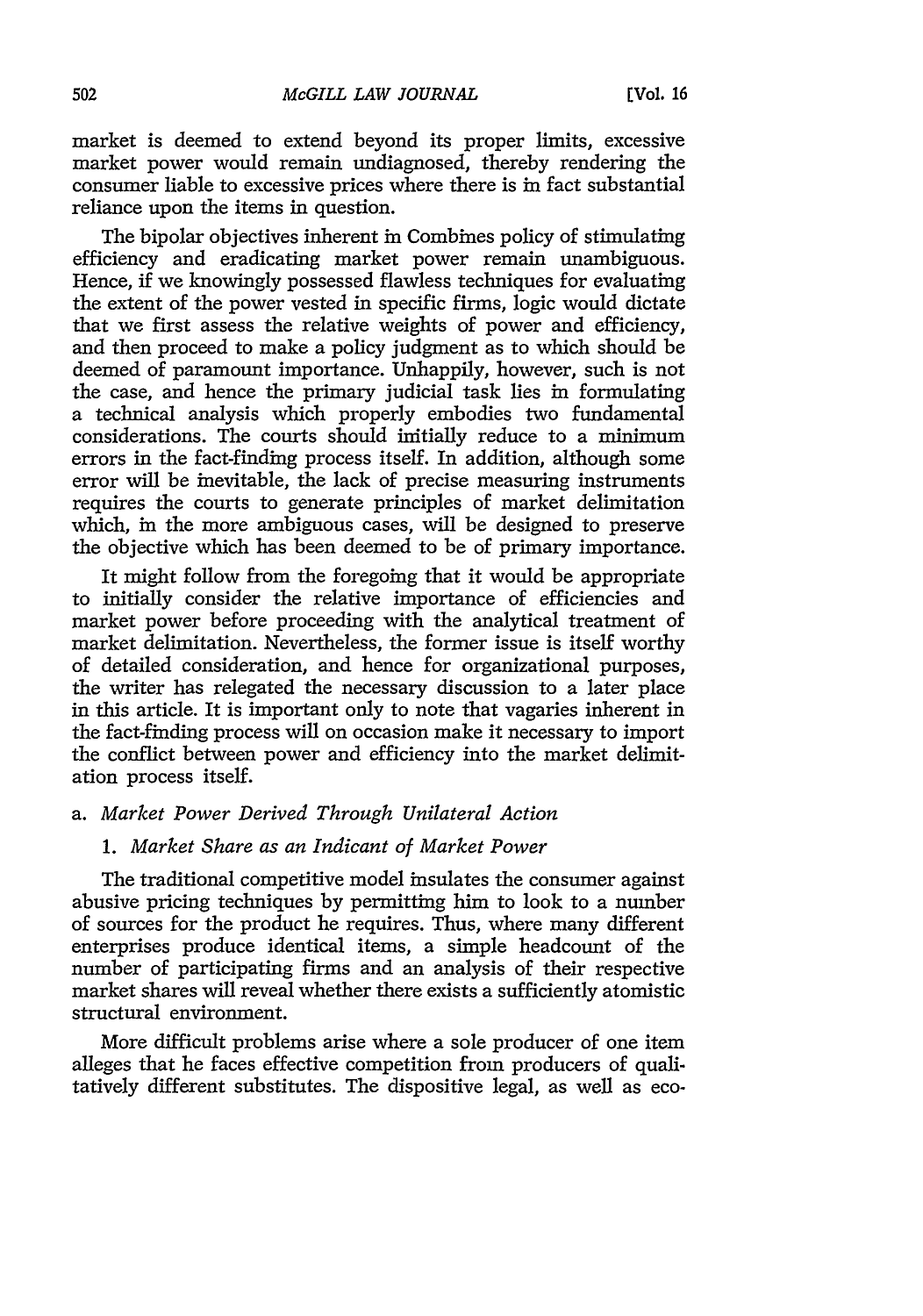market is deemed to extend beyond its proper limits, excessive market power would remain undiagnosed, thereby rendering the consumer liable to excessive prices where there is in fact substantial reliance upon the items in question.

The bipolar objectives inherent in Combines policy of stimulating efficiency and eradicating market power remain unambiguous. Hence, if we knowingly possessed flawless techniques for evaluating the extent of the power vested in specific firms, logic would dictate that we first assess the relative weights of power and efficiency, and then proceed to make a policy judgment as to which should be deemed of paramount importance. Unhappily, however, such is not the case, and hence the primary judicial task lies in formulating a technical analysis which properly embodies two fundamental considerations. The courts should initially reduce to a minimum errors in the fact-finding process itself. In addition, although some error will be inevitable, the lack of precise measuring instruments requires the courts to generate principles of market delimitation which, in the more ambiguous cases, will be designed to preserve the objective which has been deemed to be of primary importance.

It might follow from the foregoing that it would be appropriate to initially consider the relative importance of efficiencies and market power before proceeding with the analytical treatment of market delimitation. Nevertheless, the former issue is itself worthy of detailed consideration, and hence for organizational purposes, the writer has relegated the necessary discussion to a later place in this article. It is important only to note that vagaries inherent in the fact-finding process will on occasion make it necessary to import the conflict between power and efficiency into the market delimitation process itself.

### a. *Market Power Derived Through Unilateral Action*

#### 1. *Market Share as an Indicant of Market Power*

The traditional competitive model insulates the consumer against abusive pricing techniques by permitting him to look to a number of sources for the product he requires. Thus, where many different enterprises produce identical items, a simple headcount of the number of participating firms and an analysis of their respective market shares will reveal whether there exists a sufficiently atomistic structural environment.

More difficult problems arise where a sole producer of one item alleges that he faces effective competition from producers of qualitatively different substitutes. The dispositive legal, as well as eco-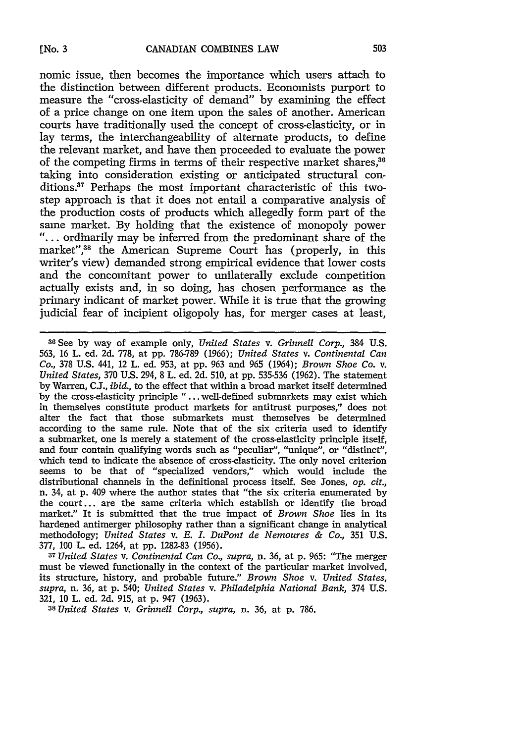nomic issue, then becomes the importance which users attach to the distinction between different products. Economists purport to measure the "cross-elasticity of demand" by examining the effect of a price change on one item upon the sales of another. American courts have traditionally used the concept of cross-elasticity, or in lay terms, the interchangeability of alternate products, to define the relevant market, and have then proceeded to evaluate the power of the competing firms in terms of their respective market shares,[36] taking into consideration existing or anticipated structural conditions.[37] Perhaps the most important characteristic of this two-step approach is that it does not entail a comparative analysis of the production costs of products which allegedly form part of the same market. By holding that the existence of monopoly power "... ordinarily may be inferred from the predominant share of the market",[38] the American Supreme Court has (properly, in this writer's view) demanded strong empirical evidence that lower costs and the concomitant power to unilaterally exclude competition actually exists and, in so doing, has chosen performance as the primary indicant of market power. While it is true that the growing judicial fear of incipient oligopoly has, for merger cases at least,

---

[36] See by way of example only, *United States* v. *Grinnell Corp.*, 384 U.S. 563, 16 L. ed. 2d. 778, at pp. 786-789 (1966); *United States* v. *Continental Can Co.*, 378 U.S. 441, 12 L. ed. 953, at pp. 963 and 965 (1964); *Brown Shoe Co.* v. *United States*, 370 U.S. 294, 8 L. ed. 2d. 510, at pp. 535-536 (1962). The statement by Warren, C.J., *ibid.*, to the effect that within a broad market itself determined by the cross-elasticity principle "... well-defined submarkets may exist which in themselves constitute product markets for antitrust purposes," does not alter the fact that those submarkets must themselves be determined according to the same rule. Note that of the six criteria used to identify a submarket, one is merely a statement of the cross-elasticity principle itself, and four contain qualifying words such as "peculiar", "unique", or "distinct", which tend to indicate the absence of cross-elasticity. The only novel criterion seems to be that of "specialized vendors," which would include the distributional channels in the definitional process itself. See Jones, *op. cit.*, n. 34, at p. 409 where the author states that "the six criteria enumerated by the court ... are the same criteria which establish or identify the broad market." It is submitted that the true impact of *Brown Shoe* lies in its hardened antimerger philosophy rather than a significant change in analytical methodology; *United States* v. *E. I. DuPont de Nemoures & Co.*, 351 U.S. 377, 100 L. ed. 1264, at pp. 1282-83 (1956).

[37] *United States* v. *Continental Can Co., supra*, n. 36, at p. 965: "The merger must be viewed functionally in the context of the particular market involved, its structure, history, and probable future." *Brown Shoe* v. *United States, supra*, n. 36, at p. 540; *United States* v. *Philadelphia National Bank*, 374 U.S. 321, 10 L. ed. 2d. 915, at p. 947 (1963).

[38] *United States* v. *Grinnell Corp., supra*, n. 36, at p. 786.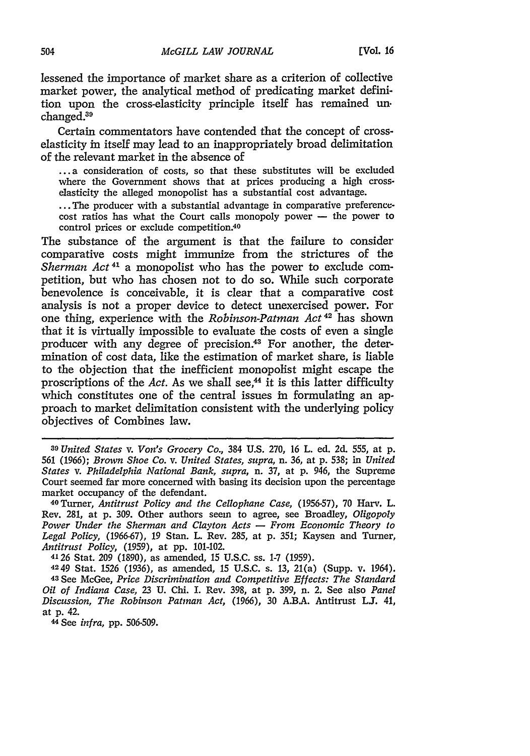lessened the importance of market share as a criterion of collective market power, the analytical method of predicating market definition upon the cross-elasticity principle itself has remained unchanged.[39]

Certain commentators have contended that the concept of cross-elasticity in itself may lead to an inappropriately broad delimitation of the relevant market in the absence of

> ... a consideration of costs, so that these substitutes will be excluded where the Government shows that at prices producing a high cross-elasticity the alleged monopolist has a substantial cost advantage.
>
> ... The producer with a substantial advantage in comparative preference-cost ratios has what the Court calls monopoly power — the power to control prices or exclude competition.[40]

The substance of the argument is that the failure to consider comparative costs might immunize from the strictures of the *Sherman Act*[41] a monopolist who has the power to exclude competition, but who has chosen not to do so. While such corporate benevolence is conceivable, it is clear that a comparative cost analysis is not a proper device to detect unexercised power. For one thing, experience with the *Robinson-Patman Act*[42] has shown that it is virtually impossible to evaluate the costs of even a single producer with any degree of precision.[43] For another, the determination of cost data, like the estimation of market share, is liable to the objection that the inefficient monopolist might escape the proscriptions of the *Act*. As we shall see,[44] it is this latter difficulty which constitutes one of the central issues in formulating an approach to market delimitation consistent with the underlying policy objectives of Combines law.

---

[39] *United States* v. *Von's Grocery Co.*, 384 U.S. 270, 16 L. ed. 2d. 555, at p. 561 (1966); *Brown Shoe Co.* v. *United States*, *supra*, n. 36, at p. 538; in *United States* v. *Philadelphia National Bank*, *supra*, n. 37, at p. 946, the Supreme Court seemed far more concerned with basing its decision upon the percentage market occupancy of the defendant.

[40] Turner, *Antitrust Policy and the Cellophane Case*, (1956-57), 70 Harv. L. Rev. 281, at p. 309. Other authors seem to agree, see Broadley, *Oligopoly Power Under the Sherman and Clayton Acts — From Economic Theory to Legal Policy*, (1966-67), 19 Stan. L. Rev. 285, at p. 351; Kaysen and Turner, *Antitrust Policy*, (1959), at pp. 101-102.

[41] 26 Stat. 209 (1890), as amended, 15 U.S.C. ss. 1-7 (1959).

[42] 49 Stat. 1526 (1936), as amended, 15 U.S.C. s. 13, 21(a) (Supp. v. 1964).

[43] See McGee, *Price Discrimination and Competitive Effects: The Standard Oil of Indiana Case*, 23 U. Chi. I. Rev. 398, at p. 399, n. 2. See also *Panel Discussion, The Robinson Patman Act*, (1966), 30 A.B.A. Antitrust L.J. 41, at p. 42.

[44] See *infra*, pp. 506-509.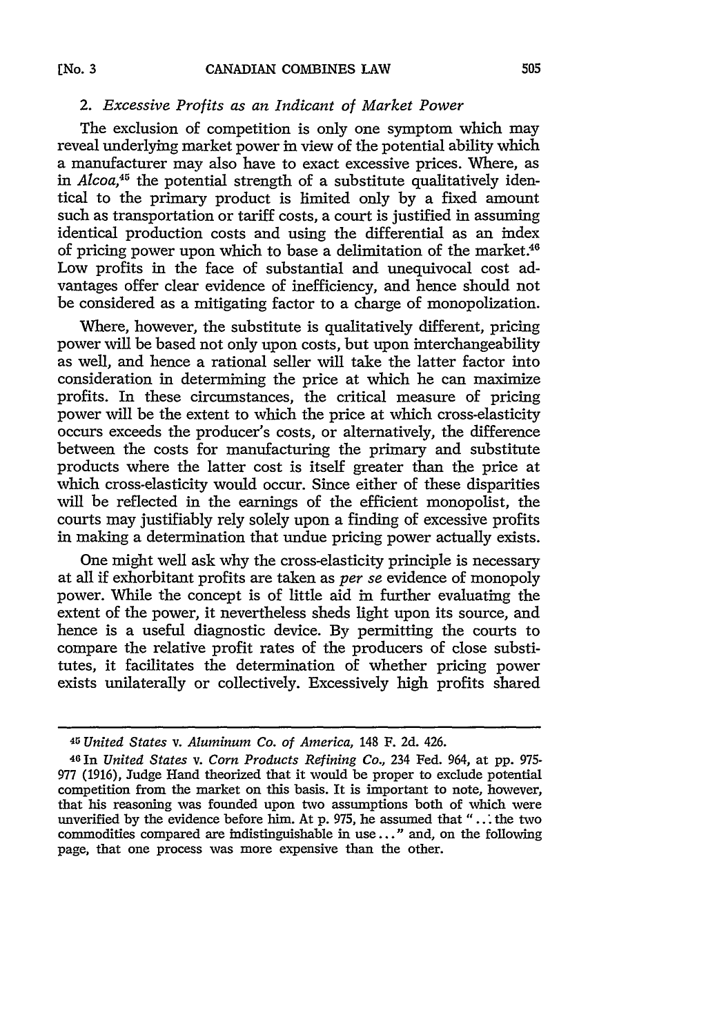### 2. *Excessive Profits as an Indicant of Market Power*

The exclusion of competition is only one symptom which may reveal underlying market power in view of the potential ability which a manufacturer may also have to exact excessive prices. Where, as in *Alcoa*,[45] the potential strength of a substitute qualitatively identical to the primary product is limited only by a fixed amount such as transportation or tariff costs, a court is justified in assuming identical production costs and using the differential as an index of pricing power upon which to base a delimitation of the market.[46] Low profits in the face of substantial and unequivocal cost advantages offer clear evidence of inefficiency, and hence should not be considered as a mitigating factor to a charge of monopolization.

Where, however, the substitute is qualitatively different, pricing power will be based not only upon costs, but upon interchangeability as well, and hence a rational seller will take the latter factor into consideration in determining the price at which he can maximize profits. In these circumstances, the critical measure of pricing power will be the extent to which the price at which cross-elasticity occurs exceeds the producer's costs, or alternatively, the difference between the costs for manufacturing the primary and substitute products where the latter cost is itself greater than the price at which cross-elasticity would occur. Since either of these disparities will be reflected in the earnings of the efficient monopolist, the courts may justifiably rely solely upon a finding of excessive profits in making a determination that undue pricing power actually exists.

One might well ask why the cross-elasticity principle is necessary at all if exhorbitant profits are taken as *per se* evidence of monopoly power. While the concept is of little aid in further evaluating the extent of the power, it nevertheless sheds light upon its source, and hence is a useful diagnostic device. By permitting the courts to compare the relative profit rates of the producers of close substitutes, it facilitates the determination of whether pricing power exists unilaterally or collectively. Excessively high profits shared

---

[45] *United States* v. *Aluminum Co. of America*, 148 F. 2d. 426.

[46] In *United States* v. *Corn Products Refining Co.*, 234 Fed. 964, at pp. 975-977 (1916), Judge Hand theorized that it would be proper to exclude potential competition from the market on this basis. It is important to note, however, that his reasoning was founded upon two assumptions both of which were unverified by the evidence before him. At p. 975, he assumed that "... the two commodities compared are indistinguishable in use..." and, on the following page, that one process was more expensive than the other.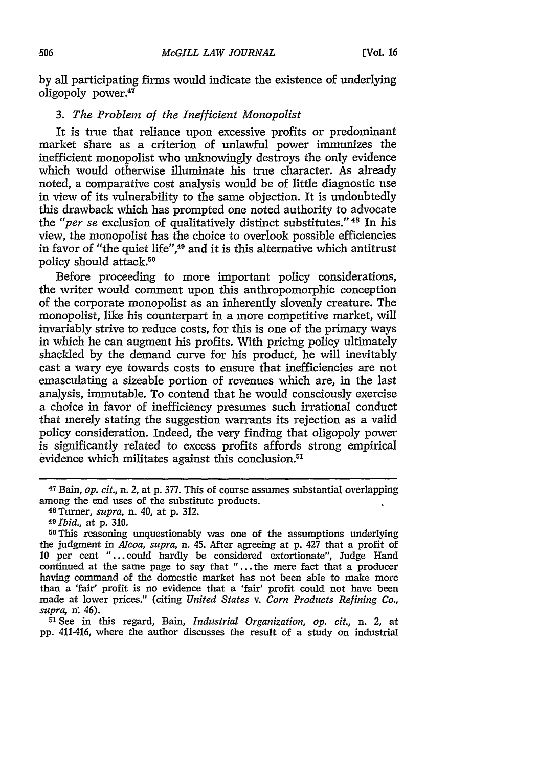by all participating firms would indicate the existence of underlying oligopoly power.[47]

### 3. *The Problem of the Inefficient Monopolist*

It is true that reliance upon excessive profits or predominant market share as a criterion of unlawful power immunizes the inefficient monopolist who unknowingly destroys the only evidence which would otherwise illuminate his true character. As already noted, a comparative cost analysis would be of little diagnostic use in view of its vulnerability to the same objection. It is undoubtedly this drawback which has prompted one noted authority to advocate the "*per se* exclusion of qualitatively distinct substitutes."[48] In his view, the monopolist has the choice to overlook possible efficiencies in favor of "the quiet life",[49] and it is this alternative which antitrust policy should attack.[50]

Before proceeding to more important policy considerations, the writer would comment upon this anthropomorphic conception of the corporate monopolist as an inherently slovenly creature. The monopolist, like his counterpart in a more competitive market, will invariably strive to reduce costs, for this is one of the primary ways in which he can augment his profits. With pricing policy ultimately shackled by the demand curve for his product, he will inevitably cast a wary eye towards costs to ensure that inefficiencies are not emasculating a sizeable portion of revenues which are, in the last analysis, immutable. To contend that he would consciously exercise a choice in favor of inefficiency presumes such irrational conduct that merely stating the suggestion warrants its rejection as a valid policy consideration. Indeed, the very finding that oligopoly power is significantly related to excess profits affords strong empirical evidence which militates against this conclusion.[51]

---

[47] Bain, *op. cit.*, n. 2, at p. 377. This of course assumes substantial overlapping among the end uses of the substitute products.

[48] Turner, *supra*, n. 40, at p. 312.

[49] *Ibid.*, at p. 310.

[50] This reasoning unquestionably was one of the assumptions underlying the judgment in *Alcoa*, *supra*, n. 45. After agreeing at p. 427 that a profit of 10 per cent "... could hardly be considered extortionate", Judge Hand continued at the same page to say that "... the mere fact that a producer having command of the domestic market has not been able to make more than a 'fair' profit is no evidence that a 'fair' profit could not have been made at lower prices." (citing *United States* v. *Corn Products Refining Co.*, *supra*, n. 46).

[51] See in this regard, Bain, *Industrial Organization*, *op. cit.*, n. 2, at pp. 411-416, where the author discusses the result of a study on industrial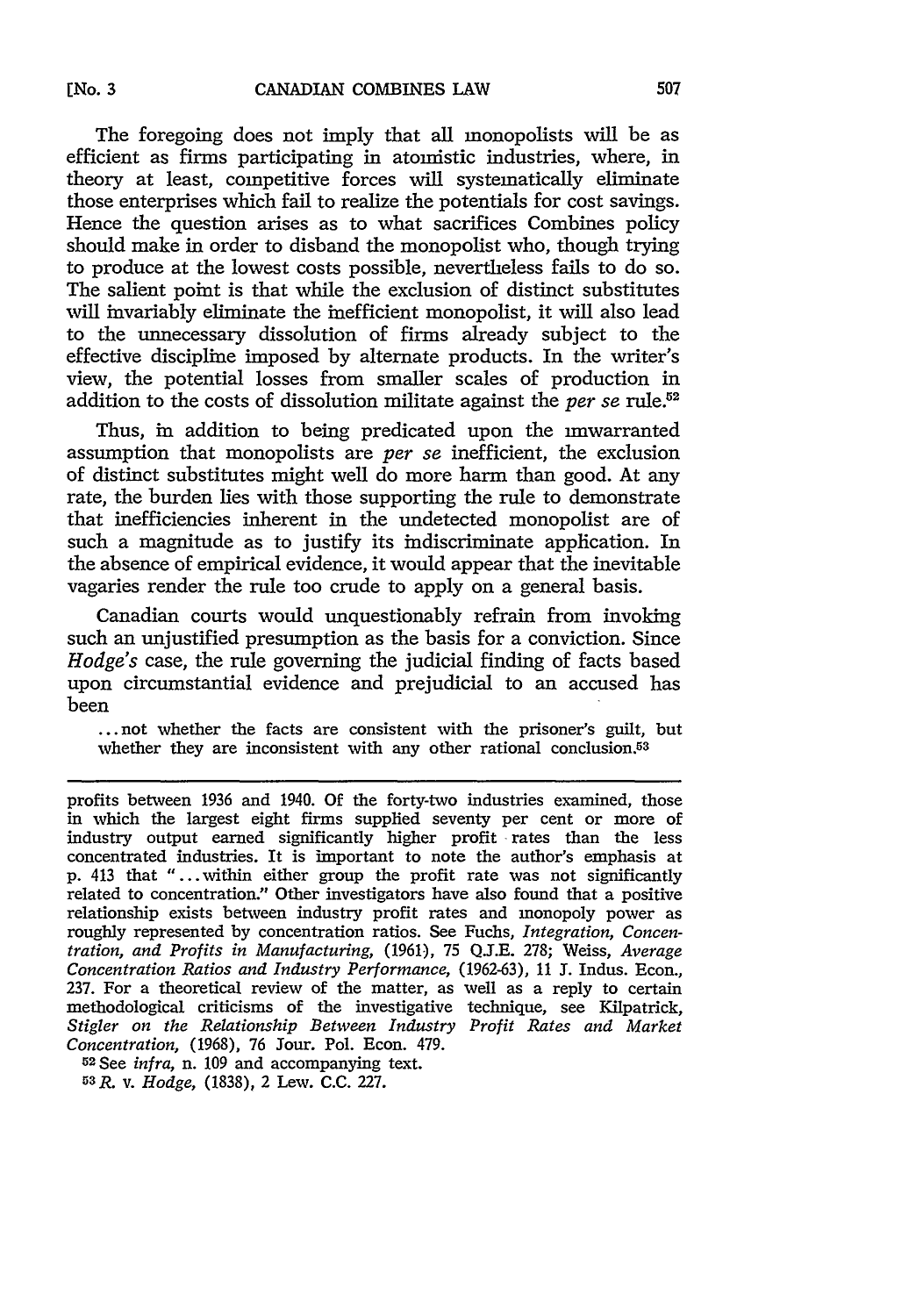The foregoing does not imply that all monopolists will be as efficient as firms participating in atomistic industries, where, in theory at least, competitive forces will systematically eliminate those enterprises which fail to realize the potentials for cost savings. Hence the question arises as to what sacrifices Combines policy should make in order to disband the monopolist who, though trying to produce at the lowest costs possible, nevertheless fails to do so. The salient point is that while the exclusion of distinct substitutes will invariably eliminate the inefficient monopolist, it will also lead to the unnecessary dissolution of firms already subject to the effective discipline imposed by alternate products. In the writer's view, the potential losses from smaller scales of production in addition to the costs of dissolution militate against the *per se* rule.[52]

Thus, in addition to being predicated upon the unwarranted assumption that monopolists are *per se* inefficient, the exclusion of distinct substitutes might well do more harm than good. At any rate, the burden lies with those supporting the rule to demonstrate that inefficiencies inherent in the undetected monopolist are of such a magnitude as to justify its indiscriminate application. In the absence of empirical evidence, it would appear that the inevitable vagaries render the rule too crude to apply on a general basis.

Canadian courts would unquestionably refrain from invoking such an unjustified presumption as the basis for a conviction. Since *Hodge's* case, the rule governing the judicial finding of facts based upon circumstantial evidence and prejudicial to an accused has been

> ...not whether the facts are consistent with the prisoner's guilt, but whether they are inconsistent with any other rational conclusion.[53]

---

profits between 1936 and 1940. Of the forty-two industries examined, those in which the largest eight firms supplied seventy per cent or more of industry output earned significantly higher profit rates than the less concentrated industries. It is important to note the author's emphasis at p. 413 that "...within either group the profit rate was not significantly related to concentration." Other investigators have also found that a positive relationship exists between industry profit rates and monopoly power as roughly represented by concentration ratios. See Fuchs, *Integration, Concentration, and Profits in Manufacturing*, (1961), 75 Q.J.E. 278; Weiss, *Average Concentration Ratios and Industry Performance*, (1962-63), 11 J. Indus. Econ., 237. For a theoretical review of the matter, as well as a reply to certain methodological criticisms of the investigative technique, see Kilpatrick, *Stigler on the Relationship Between Industry Profit Rates and Market Concentration*, (1968), 76 Jour. Pol. Econ. 479.

[52] See *infra*, n. 109 and accompanying text.

[53] *R.* v. *Hodge*, (1838), 2 Lew. C.C. 227.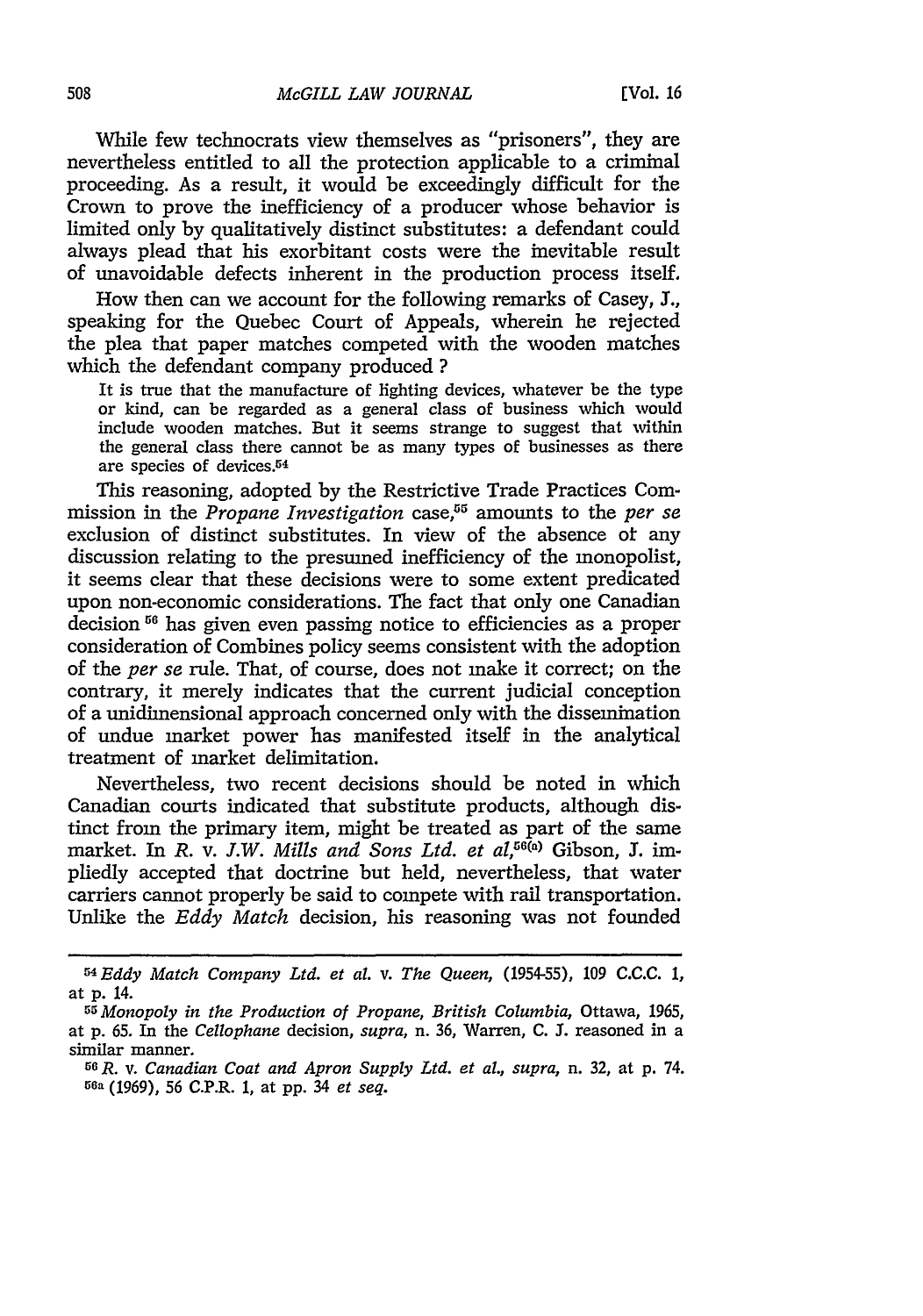While few technocrats view themselves as "prisoners", they are nevertheless entitled to all the protection applicable to a criminal proceeding. As a result, it would be exceedingly difficult for the Crown to prove the inefficiency of a producer whose behavior is limited only by qualitatively distinct substitutes: a defendant could always plead that his exorbitant costs were the inevitable result of unavoidable defects inherent in the production process itself.

How then can we account for the following remarks of Casey, J., speaking for the Quebec Court of Appeals, wherein he rejected the plea that paper matches competed with the wooden matches which the defendant company produced?

> It is true that the manufacture of lighting devices, whatever be the type or kind, can be regarded as a general class of business which would include wooden matches. But it seems strange to suggest that within the general class there cannot be as many types of businesses as there are species of devices.[54]

This reasoning, adopted by the Restrictive Trade Practices Commission in the *Propane Investigation* case,[55] amounts to the *per se* exclusion of distinct substitutes. In view of the absence of any discussion relating to the presumed inefficiency of the monopolist, it seems clear that these decisions were to some extent predicated upon non-economic considerations. The fact that only one Canadian decision [56] has given even passing notice to efficiencies as a proper consideration of Combines policy seems consistent with the adoption of the *per se* rule. That, of course, does not make it correct; on the contrary, it merely indicates that the current judicial conception of a unidimensional approach concerned only with the dissemination of undue market power has manifested itself in the analytical treatment of market delimitation.

Nevertheless, two recent decisions should be noted in which Canadian courts indicated that substitute products, although distinct from the primary item, might be treated as part of the same market. In *R. v. J.W. Mills and Sons Ltd. et al*,[56(a)] Gibson, J. impliedly accepted that doctrine but held, nevertheless, that water carriers cannot properly be said to compete with rail transportation. Unlike the *Eddy Match* decision, his reasoning was not founded

---

[54] *Eddy Match Company Ltd. et al. v. The Queen*, (1954-55), 109 C.C.C. 1, at p. 14.

[55] *Monopoly in the Production of Propane, British Columbia*, Ottawa, 1965, at p. 65. In the *Cellophane* decision, *supra*, n. 36, Warren, C. J. reasoned in a similar manner.

[56] *R. v. Canadian Coat and Apron Supply Ltd. et al., supra*, n. 32, at p. 74.

[56a] (1969), 56 C.P.R. 1, at pp. 34 *et seq.*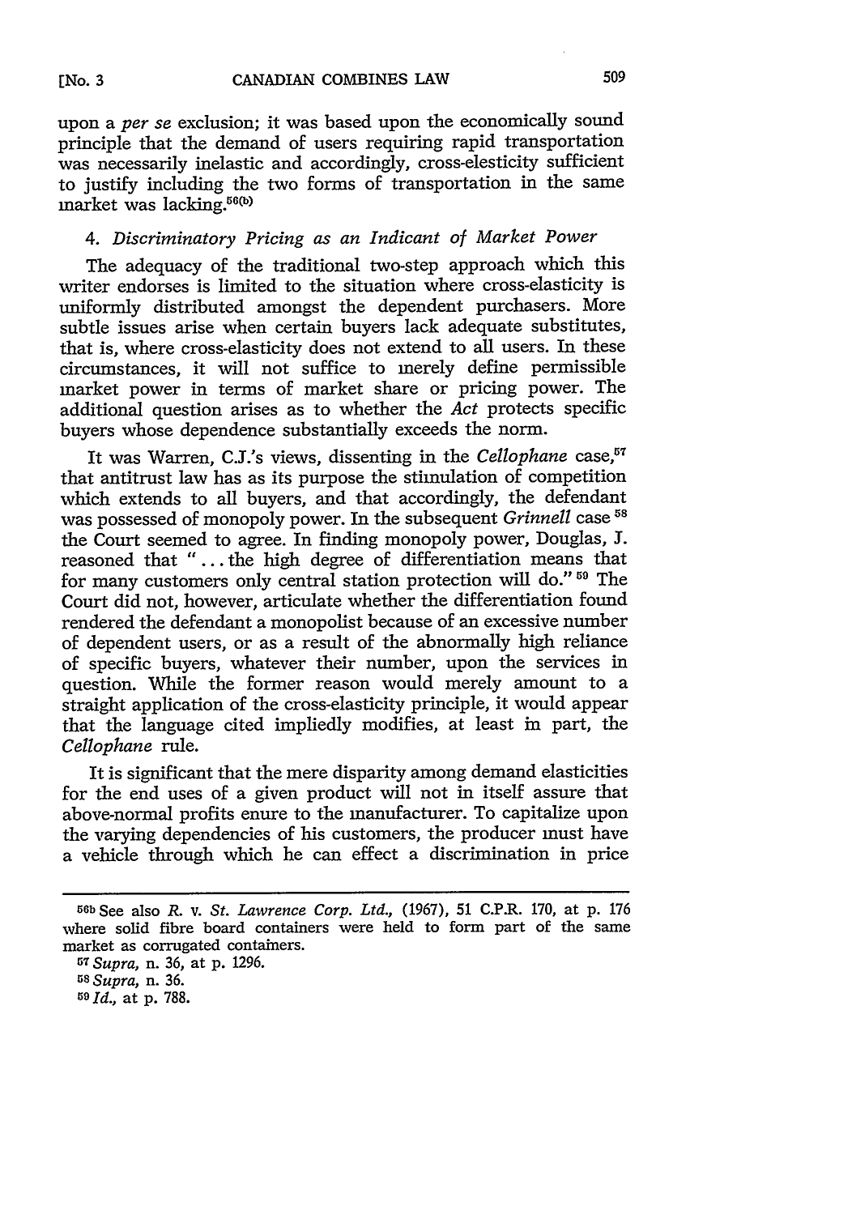upon a *per se* exclusion; it was based upon the economically sound principle that the demand of users requiring rapid transportation was necessarily inelastic and accordingly, cross-elesticity sufficient to justify including the two forms of transportation in the same market was lacking.[56(b)]

#### 4. *Discriminatory Pricing as an Indicant of Market Power*

The adequacy of the traditional two-step approach which this writer endorses is limited to the situation where cross-elasticity is uniformly distributed amongst the dependent purchasers. More subtle issues arise when certain buyers lack adequate substitutes, that is, where cross-elasticity does not extend to all users. In these circumstances, it will not suffice to merely define permissible market power in terms of market share or pricing power. The additional question arises as to whether the *Act* protects specific buyers whose dependence substantially exceeds the norm.

It was Warren, C.J.'s views, dissenting in the *Cellophane* case,[57] that antitrust law has as its purpose the stimulation of competition which extends to all buyers, and that accordingly, the defendant was possessed of monopoly power. In the subsequent *Grinnell* case [58] the Court seemed to agree. In finding monopoly power, Douglas, J. reasoned that "... the high degree of differentiation means that for many customers only central station protection will do." [59] The Court did not, however, articulate whether the differentiation found rendered the defendant a monopolist because of an excessive number of dependent users, or as a result of the abnormally high reliance of specific buyers, whatever their number, upon the services in question. While the former reason would merely amount to a straight application of the cross-elasticity principle, it would appear that the language cited impliedly modifies, at least in part, the *Cellophane* rule.

It is significant that the mere disparity among demand elasticities for the end uses of a given product will not in itself assure that above-normal profits enure to the manufacturer. To capitalize upon the varying dependencies of his customers, the producer must have a vehicle through which he can effect a discrimination in price

---

[56b] See also *R.* v. *St. Lawrence Corp. Ltd.*, (1967), 51 C.P.R. 170, at p. 176 where solid fibre board containers were held to form part of the same market as corrugated containers.

[57] *Supra*, n. 36, at p. 1296.

[58] *Supra*, n. 36.

[59] *Id.*, at p. 788.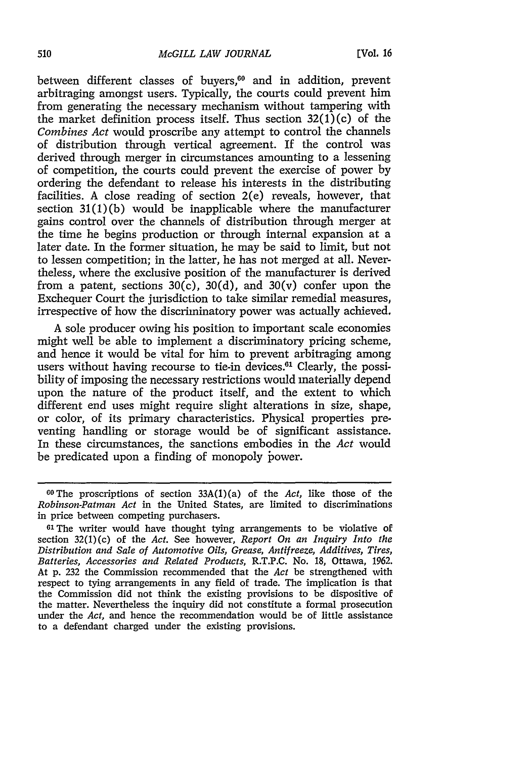between different classes of buyers,[60] and in addition, prevent arbitraging amongst users. Typically, the courts could prevent him from generating the necessary mechanism without tampering with the market definition process itself. Thus section 32(1)(c) of the *Combines Act* would proscribe any attempt to control the channels of distribution through vertical agreement. If the control was derived through merger in circumstances amounting to a lessening of competition, the courts could prevent the exercise of power by ordering the defendant to release his interests in the distributing facilities. A close reading of section 2(e) reveals, however, that section 31(1)(b) would be inapplicable where the manufacturer gains control over the channels of distribution through merger at the time he begins production or through internal expansion at a later date. In the former situation, he may be said to limit, but not to lessen competition; in the latter, he has not merged at all. Nevertheless, where the exclusive position of the manufacturer is derived from a patent, sections 30(c), 30(d), and 30(v) confer upon the Exchequer Court the jurisdiction to take similar remedial measures, irrespective of how the discriminatory power was actually achieved.

A sole producer owing his position to important scale economies might well be able to implement a discriminatory pricing scheme, and hence it would be vital for him to prevent arbitraging among users without having recourse to tie-in devices.[61] Clearly, the possibility of imposing the necessary restrictions would materially depend upon the nature of the product itself, and the extent to which different end uses might require slight alterations in size, shape, or color, of its primary characteristics. Physical properties preventing handling or storage would be of significant assistance. In these circumstances, the sanctions embodies in the *Act* would be predicated upon a finding of monopoly power.

---

[60] The proscriptions of section 33A(1)(a) of the *Act*, like those of the *Robinson-Patman Act* in the United States, are limited to discriminations in price between competing purchasers.

[61] The writer would have thought tying arrangements to be violative of section 32(1)(c) of the *Act*. See however, *Report On an Inquiry Into the Distribution and Sale of Automotive Oils, Grease, Antifreeze, Additives, Tires, Batteries, Accessories and Related Products*, R.T.P.C. No. 18, Ottawa, 1962. At p. 232 the Commission recommended that the *Act* be strengthened with respect to tying arrangements in any field of trade. The implication is that the Commission did not think the existing provisions to be dispositive of the matter. Nevertheless the inquiry did not constitute a formal prosecution under the *Act*, and hence the recommendation would be of little assistance to a defendant charged under the existing provisions.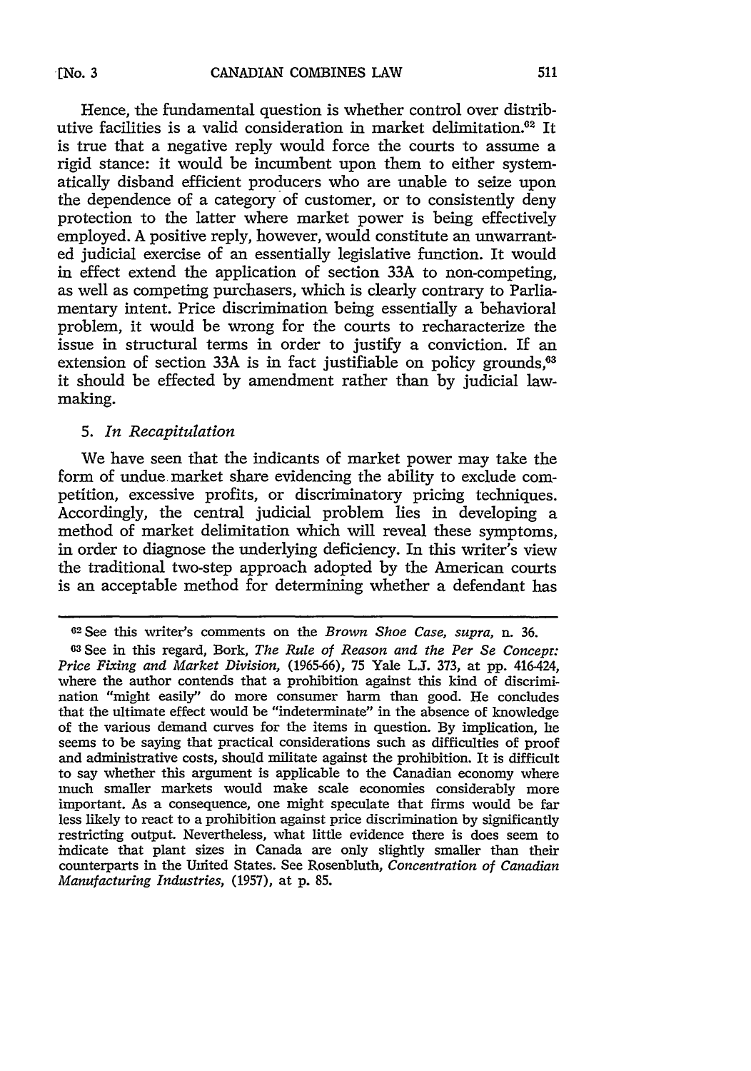Hence, the fundamental question is whether control over distributive facilities is a valid consideration in market delimitation.[62] It is true that a negative reply would force the courts to assume a rigid stance: it would be incumbent upon them to either systematically disband efficient producers who are unable to seize upon the dependence of a category of customer, or to consistently deny protection to the latter where market power is being effectively employed. A positive reply, however, would constitute an unwarranted judicial exercise of an essentially legislative function. It would in effect extend the application of section 33A to non-competing, as well as competing purchasers, which is clearly contrary to Parliamentary intent. Price discrimination being essentially a behavioral problem, it would be wrong for the courts to recharacterize the issue in structural terms in order to justify a conviction. If an extension of section 33A is in fact justifiable on policy grounds,[63] it should be effected by amendment rather than by judicial law-making.

### 5. *In Recapitulation*

We have seen that the indicants of market power may take the form of undue market share evidencing the ability to exclude competition, excessive profits, or discriminatory pricing techniques. Accordingly, the central judicial problem lies in developing a method of market delimitation which will reveal these symptoms, in order to diagnose the underlying deficiency. In this writer's view the traditional two-step approach adopted by the American courts is an acceptable method for determining whether a defendant has

---

[62] See this writer's comments on the *Brown Shoe Case, supra,* n. 36.

[63] See in this regard, Bork, *The Rule of Reason and the Per Se Concept: Price Fixing and Market Division,* (1965-66), 75 Yale L.J. 373, at pp. 416-424, where the author contends that a prohibition against this kind of discrimination "might easily" do more consumer harm than good. He concludes that the ultimate effect would be "indeterminate" in the absence of knowledge of the various demand curves for the items in question. By implication, he seems to be saying that practical considerations such as difficulties of proof and administrative costs, should militate against the prohibition. It is difficult to say whether this argument is applicable to the Canadian economy where much smaller markets would make scale economies considerably more important. As a consequence, one might speculate that firms would be far less likely to react to a prohibition against price discrimination by significantly restricting output. Nevertheless, what little evidence there is does seem to indicate that plant sizes in Canada are only slightly smaller than their counterparts in the United States. See Rosenbluth, *Concentration of Canadian Manufacturing Industries,* (1957), at p. 85.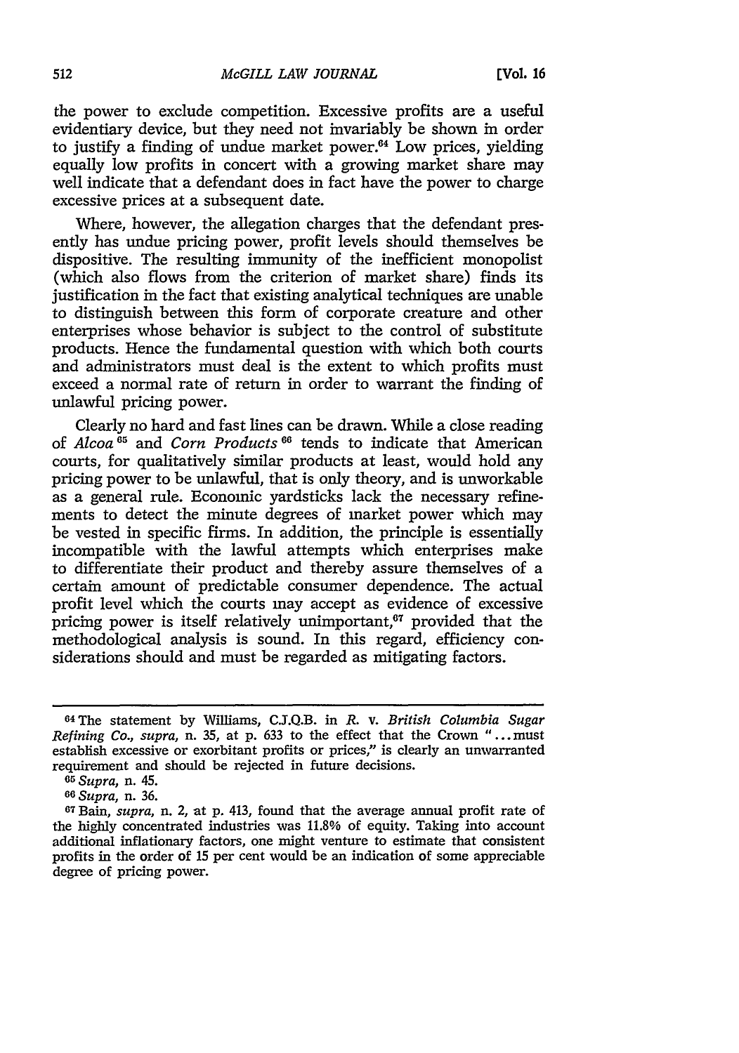the power to exclude competition. Excessive profits are a useful evidentiary device, but they need not invariably be shown in order to justify a finding of undue market power.[64] Low prices, yielding equally low profits in concert with a growing market share may well indicate that a defendant does in fact have the power to charge excessive prices at a subsequent date.

Where, however, the allegation charges that the defendant presently has undue pricing power, profit levels should themselves be dispositive. The resulting immunity of the inefficient monopolist (which also flows from the criterion of market share) finds its justification in the fact that existing analytical techniques are unable to distinguish between this form of corporate creature and other enterprises whose behavior is subject to the control of substitute products. Hence the fundamental question with which both courts and administrators must deal is the extent to which profits must exceed a normal rate of return in order to warrant the finding of unlawful pricing power.

Clearly no hard and fast lines can be drawn. While a close reading of *Alcoa*[65] and *Corn Products*[66] tends to indicate that American courts, for qualitatively similar products at least, would hold any pricing power to be unlawful, that is only theory, and is unworkable as a general rule. Economic yardsticks lack the necessary refinements to detect the minute degrees of market power which may be vested in specific firms. In addition, the principle is essentially incompatible with the lawful attempts which enterprises make to differentiate their product and thereby assure themselves of a certain amount of predictable consumer dependence. The actual profit level which the courts may accept as evidence of excessive pricing power is itself relatively unimportant,[67] provided that the methodological analysis is sound. In this regard, efficiency considerations should and must be regarded as mitigating factors.

---

[64] The statement by Williams, C.J.Q.B. in *R.* v. *British Columbia Sugar Refining Co.*, *supra*, n. 35, at p. 633 to the effect that the Crown "...must establish excessive or exorbitant profits or prices," is clearly an unwarranted requirement and should be rejected in future decisions.

[65] *Supra*, n. 45.

[66] *Supra*, n. 36.

[67] Bain, *supra*, n. 2, at p. 413, found that the average annual profit rate of the highly concentrated industries was 11.8% of equity. Taking into account additional inflationary factors, one might venture to estimate that consistent profits in the order of 15 per cent would be an indication of some appreciable degree of pricing power.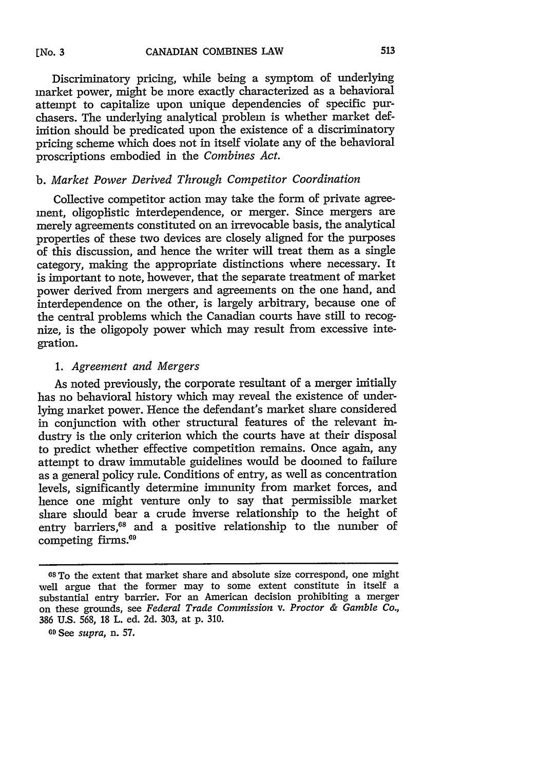Discriminatory pricing, while being a symptom of underlying market power, might be more exactly characterized as a behavioral attempt to capitalize upon unique dependencies of specific purchasers. The underlying analytical problem is whether market definition should be predicated upon the existence of a discriminatory pricing scheme which does not in itself violate any of the behavioral proscriptions embodied in the *Combines Act.*

### b. *Market Power Derived Through Competitor Coordination*

Collective competitor action may take the form of private agreement, oligoplistic interdependence, or merger. Since mergers are merely agreements constituted on an irrevocable basis, the analytical properties of these two devices are closely aligned for the purposes of this discussion, and hence the writer will treat them as a single category, making the appropriate distinctions where necessary. It is important to note, however, that the separate treatment of market power derived from mergers and agreements on the one hand, and interdependence on the other, is largely arbitrary, because one of the central problems which the Canadian courts have still to recognize, is the oligopoly power which may result from excessive integration.

#### 1. *Agreement and Mergers*

As noted previously, the corporate resultant of a merger initially has no behavioral history which may reveal the existence of underlying market power. Hence the defendant's market share considered in conjunction with other structural features of the relevant industry is the only criterion which the courts have at their disposal to predict whether effective competition remains. Once again, any attempt to draw immutable guidelines would be doomed to failure as a general policy rule. Conditions of entry, as well as concentration levels, significantly determine immunity from market forces, and hence one might venture only to say that permissible market share should bear a crude inverse relationship to the height of entry barriers,[68] and a positive relationship to the number of competing firms.[69]

---

[68] To the extent that market share and absolute size correspond, one might well argue that the former may to some extent constitute in itself a substantial entry barrier. For an American decision prohibiting a merger on these grounds, see *Federal Trade Commission* v. *Proctor & Gamble Co.*, 386 U.S. 568, 18 L. ed. 2d. 303, at p. 310.

[69] See *supra*, n. 57.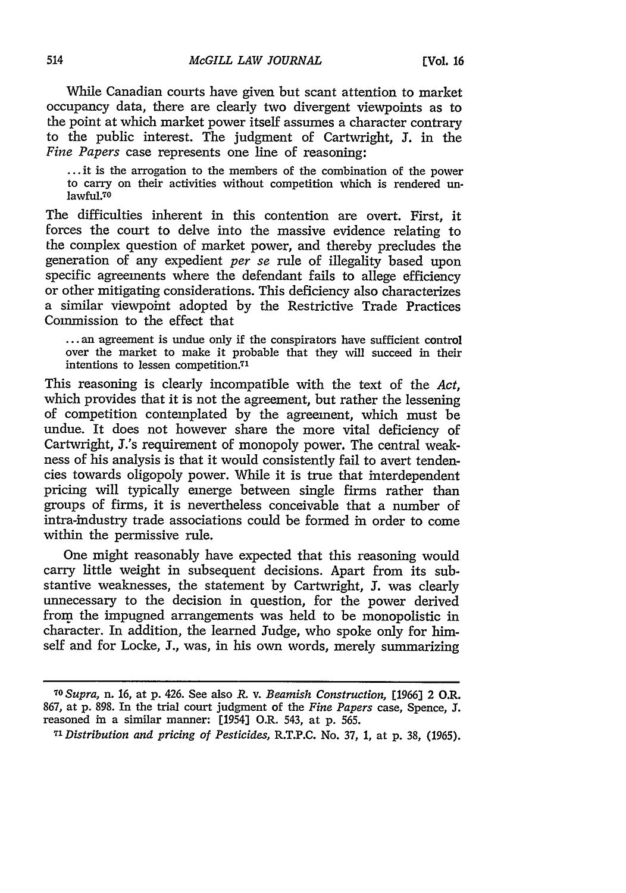While Canadian courts have given but scant attention to market occupancy data, there are clearly two divergent viewpoints as to the point at which market power itself assumes a character contrary to the public interest. The judgment of Cartwright, J. in the *Fine Papers* case represents one line of reasoning:

> ... it is the arrogation to the members of the combination of the power to carry on their activities without competition which is rendered unlawful.[70]

The difficulties inherent in this contention are overt. First, it forces the court to delve into the massive evidence relating to the complex question of market power, and thereby precludes the generation of any expedient *per se* rule of illegality based upon specific agreements where the defendant fails to allege efficiency or other mitigating considerations. This deficiency also characterizes a similar viewpoint adopted by the Restrictive Trade Practices Commission to the effect that

> ... an agreement is undue only if the conspirators have sufficient control over the market to make it probable that they will succeed in their intentions to lessen competition.[71]

This reasoning is clearly incompatible with the text of the *Act*, which provides that it is not the agreement, but rather the lessening of competition contemplated by the agreement, which must be undue. It does not however share the more vital deficiency of Cartwright, J.'s requirement of monopoly power. The central weakness of his analysis is that it would consistently fail to avert tendencies towards oligopoly power. While it is true that interdependent pricing will typically emerge between single firms rather than groups of firms, it is nevertheless conceivable that a number of intra-industry trade associations could be formed in order to come within the permissive rule.

One might reasonably have expected that this reasoning would carry little weight in subsequent decisions. Apart from its substantive weaknesses, the statement by Cartwright, J. was clearly unnecessary to the decision in question, for the power derived from the impugned arrangements was held to be monopolistic in character. In addition, the learned Judge, who spoke only for himself and for Locke, J., was, in his own words, merely summarizing

---

[70] *Supra*, n. 16, at p. 426. See also *R. v. Beamish Construction*, [1966] 2 O.R. 867, at p. 898. In the trial court judgment of the *Fine Papers* case, Spence, J. reasoned in a similar manner: [1954] O.R. 543, at p. 565.

[71] *Distribution and pricing of Pesticides*, R.T.P.C. No. 37, 1, at p. 38, (1965).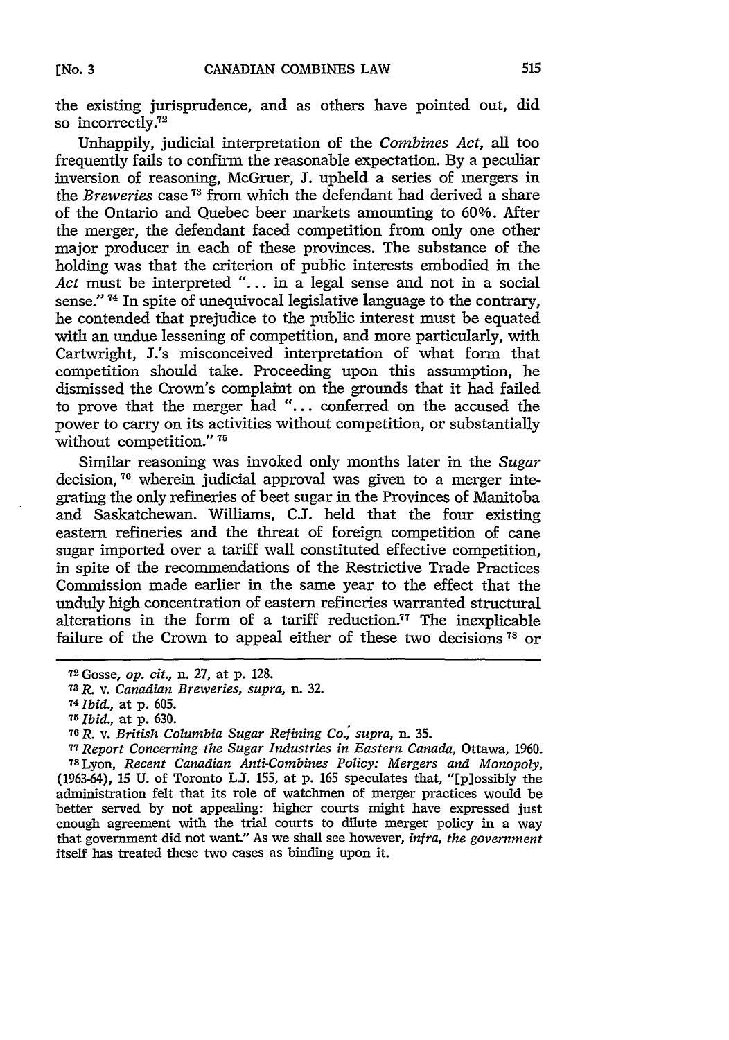the existing jurisprudence, and as others have pointed out, did so incorrectly.[72]

Unhappily, judicial interpretation of the *Combines Act*, all too frequently fails to confirm the reasonable expectation. By a peculiar inversion of reasoning, McGruer, J. upheld a series of mergers in the *Breweries* case[73] from which the defendant had derived a share of the Ontario and Quebec beer markets amounting to 60%. After the merger, the defendant faced competition from only one other major producer in each of these provinces. The substance of the holding was that the criterion of public interests embodied in the *Act* must be interpreted "... in a legal sense and not in a social sense."[74] In spite of unequivocal legislative language to the contrary, he contended that prejudice to the public interest must be equated with an undue lessening of competition, and more particularly, with Cartwright, J.'s misconceived interpretation of what form that competition should take. Proceeding upon this assumption, he dismissed the Crown's complaint on the grounds that it had failed to prove that the merger had "... conferred on the accused the power to carry on its activities without competition, or substantially without competition."[75]

Similar reasoning was invoked only months later in the *Sugar* decision,[76] wherein judicial approval was given to a merger integrating the only refineries of beet sugar in the Provinces of Manitoba and Saskatchewan. Williams, C.J. held that the four existing eastern refineries and the threat of foreign competition of cane sugar imported over a tariff wall constituted effective competition, in spite of the recommendations of the Restrictive Trade Practices Commission made earlier in the same year to the effect that the unduly high concentration of eastern refineries warranted structural alterations in the form of a tariff reduction.[77] The inexplicable failure of the Crown to appeal either of these two decisions[78] or

---

[72] Gosse, *op. cit.*, n. 27, at p. 128.

[73] *R.* v. *Canadian Breweries, supra*, n. 32.

[74] *Ibid.*, at p. 605.

[75] *Ibid.*, at p. 630.

[76] *R.* v. *British Columbia Sugar Refining Co., supra*, n. 35.

[77] *Report Concerning the Sugar Industries in Eastern Canada*, Ottawa, 1960.

[78] Lyon, *Recent Canadian Anti-Combines Policy: Mergers and Monopoly*, (1963-64), 15 U. of Toronto L.J. 155, at p. 165 speculates that, "[p]ossibly the administration felt that its role of watchmen of merger practices would be better served by not appealing: higher courts might have expressed just enough agreement with the trial courts to dilute merger policy in a way that government did not want." As we shall see however, *infra, the government* itself has treated these two cases as binding upon it.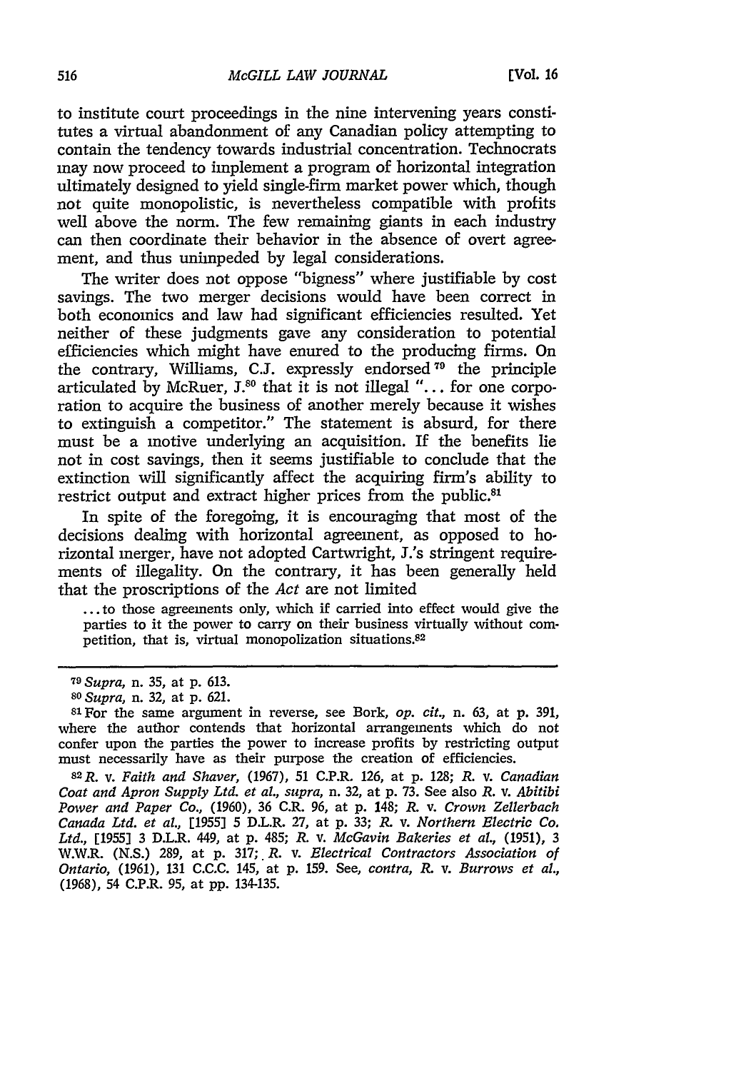to institute court proceedings in the nine intervening years constitutes a virtual abandonment of any Canadian policy attempting to contain the tendency towards industrial concentration. Technocrats may now proceed to implement a program of horizontal integration ultimately designed to yield single-firm market power which, though not quite monopolistic, is nevertheless compatible with profits well above the norm. The few remaining giants in each industry can then coordinate their behavior in the absence of overt agreement, and thus unimpeded by legal considerations.

The writer does not oppose "bigness" where justifiable by cost savings. The two merger decisions would have been correct in both economics and law had significant efficiencies resulted. Yet neither of these judgments gave any consideration to potential efficiencies which might have enured to the producing firms. On the contrary, Williams, C.J. expressly endorsed[79] the principle articulated by McRuer, J.[80] that it is not illegal "... for one corporation to acquire the business of another merely because it wishes to extinguish a competitor." The statement is absurd, for there must be a motive underlying an acquisition. If the benefits lie not in cost savings, then it seems justifiable to conclude that the extinction will significantly affect the acquiring firm's ability to restrict output and extract higher prices from the public.[81]

In spite of the foregoing, it is encouraging that most of the decisions dealing with horizontal agreement, as opposed to horizontal merger, have not adopted Cartwright, J.'s stringent requirements of illegality. On the contrary, it has been generally held that the proscriptions of the *Act* are not limited

> ... to those agreements only, which if carried into effect would give the parties to it the power to carry on their business virtually without competition, that is, virtual monopolization situations.[82]

---

[79] *Supra*, n. 35, at p. 613.

[80] *Supra*, n. 32, at p. 621.

[81] For the same argument in reverse, see Bork, *op. cit.*, n. 63, at p. 391, where the author contends that horizontal arrangements which do not confer upon the parties the power to increase profits by restricting output must necessarily have as their purpose the creation of efficiencies.

[82] *R. v. Faith and Shaver*, (1967), 51 C.P.R. 126, at p. 128; *R. v. Canadian Coat and Apron Supply Ltd. et al., supra*, n. 32, at p. 73. See also *R. v. Abitibi Power and Paper Co.*, (1960), 36 C.R. 96, at p. 148; *R. v. Crown Zellerbach Canada Ltd. et al.*, [1955] 5 D.L.R. 27, at p. 33; *R. v. Northern Electric Co. Ltd.*, [1955] 3 D.L.R. 449, at p. 485; *R. v. McGavin Bakeries et al.*, (1951), 3 W.W.R. (N.S.) 289, at p. 317; *R. v. Electrical Contractors Association of Ontario*, (1961), 131 C.C.C. 145, at p. 159. See, *contra*, *R. v. Burrows et al.*, (1968), 54 C.P.R. 95, at pp. 134-135.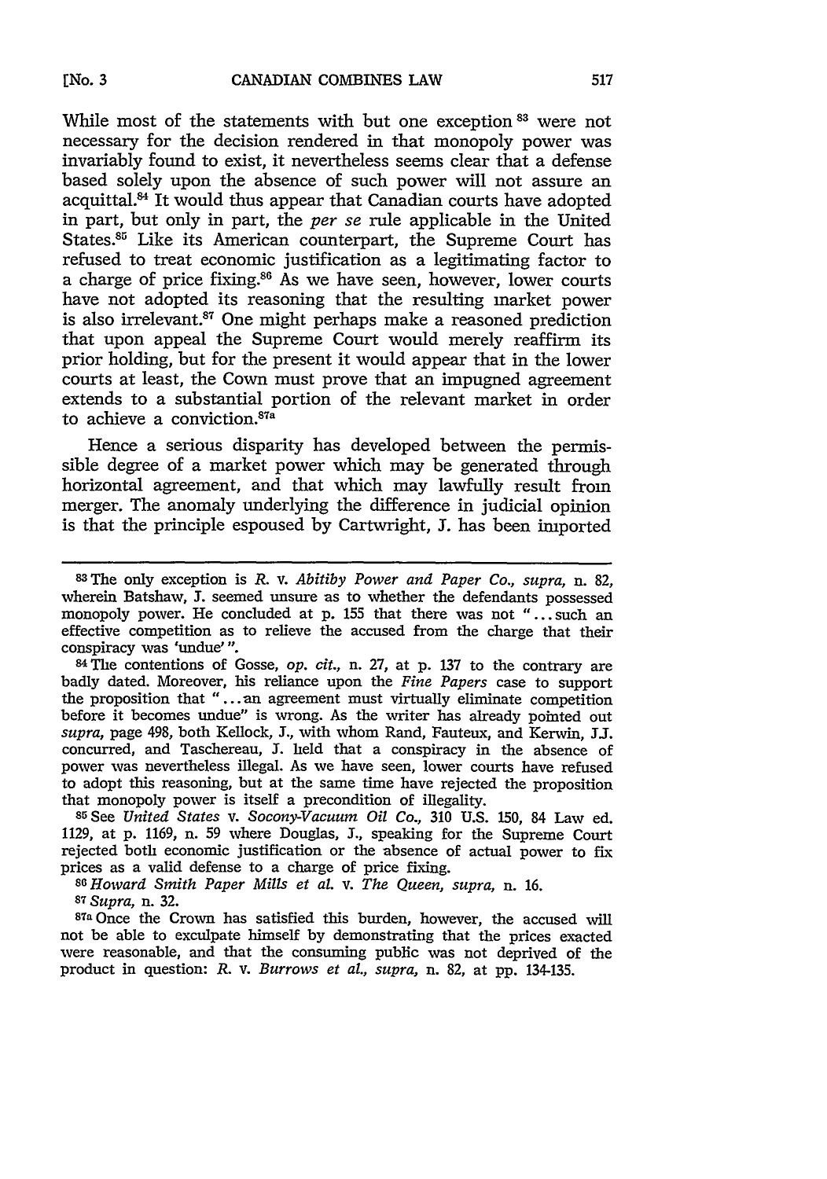While most of the statements with but one exception [83] were not necessary for the decision rendered in that monopoly power was invariably found to exist, it nevertheless seems clear that a defense based solely upon the absence of such power will not assure an acquittal.[84] It would thus appear that Canadian courts have adopted in part, but only in part, the *per se* rule applicable in the United States.[85] Like its American counterpart, the Supreme Court has refused to treat economic justification as a legitimating factor to a charge of price fixing.[86] As we have seen, however, lower courts have not adopted its reasoning that the resulting market power is also irrelevant.[87] One might perhaps make a reasoned prediction that upon appeal the Supreme Court would merely reaffirm its prior holding, but for the present it would appear that in the lower courts at least, the Cown must prove that an impugned agreement extends to a substantial portion of the relevant market in order to achieve a conviction.[87a]

Hence a serious disparity has developed between the permissible degree of a market power which may be generated through horizontal agreement, and that which may lawfully result from merger. The anomaly underlying the difference in judicial opinion is that the principle espoused by Cartwright, J. has been imported

---

[83] The only exception is *R.* v. *Abitiby Power and Paper Co., supra,* n. 82, wherein Batshaw, J. seemed unsure as to whether the defendants possessed monopoly power. He concluded at p. 155 that there was not "...such an effective competition as to relieve the accused from the charge that their conspiracy was 'undue'".

[84] The contentions of Gosse, *op. cit.,* n. 27, at p. 137 to the contrary are badly dated. Moreover, his reliance upon the *Fine Papers* case to support the proposition that "...an agreement must virtually eliminate competition before it becomes undue" is wrong. As the writer has already pointed out *supra,* page 498, both Kellock, J., with whom Rand, Fauteux, and Kerwin, J.J. concurred, and Taschereau, J. held that a conspiracy in the absence of power was nevertheless illegal. As we have seen, lower courts have refused to adopt this reasoning, but at the same time have rejected the proposition that monopoly power is itself a precondition of illegality.

[85] See *United States* v. *Socony-Vacuum Oil Co.,* 310 U.S. 150, 84 Law ed. 1129, at p. 1169, n. 59 where Douglas, J., speaking for the Supreme Court rejected both economic justification or the absence of actual power to fix prices as a valid defense to a charge of price fixing.

[86] *Howard Smith Paper Mills et al.* v. *The Queen, supra,* n. 16.

[87] *Supra,* n. 32.

[87a] Once the Crown has satisfied this burden, however, the accused will not be able to exculpate himself by demonstrating that the prices exacted were reasonable, and that the consuming public was not deprived of the product in question: *R.* v. *Burrows et al., supra,* n. 82, at pp. 134-135.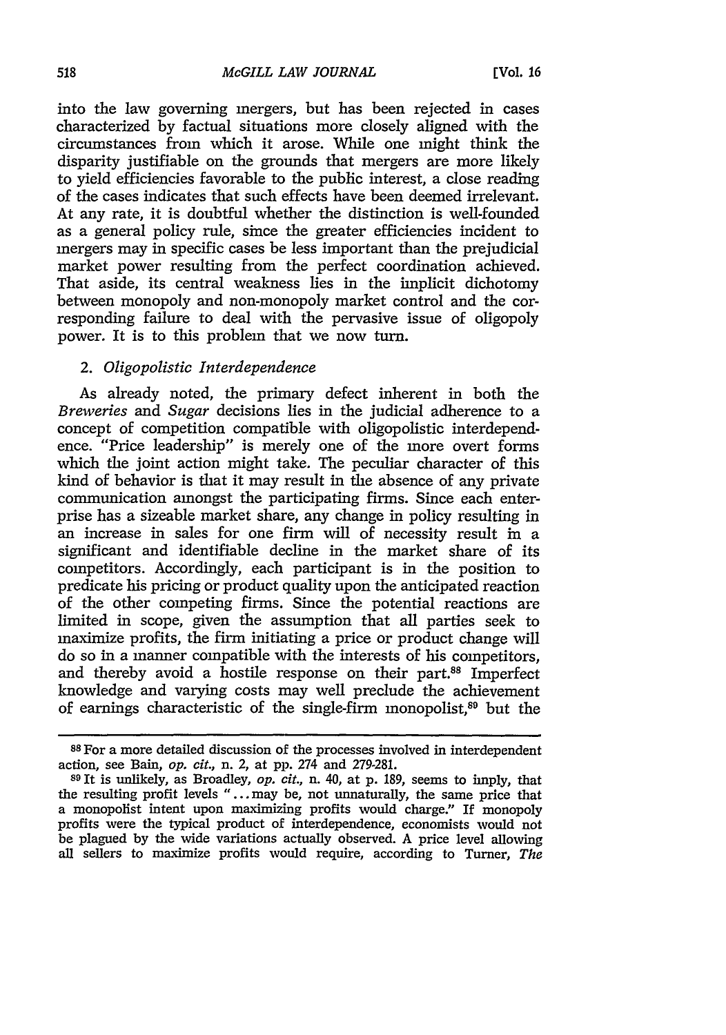into the law governing mergers, but has been rejected in cases characterized by factual situations more closely aligned with the circumstances from which it arose. While one might think the disparity justifiable on the grounds that mergers are more likely to yield efficiencies favorable to the public interest, a close reading of the cases indicates that such effects have been deemed irrelevant. At any rate, it is doubtful whether the distinction is well-founded as a general policy rule, since the greater efficiencies incident to mergers may in specific cases be less important than the prejudicial market power resulting from the perfect coordination achieved. That aside, its central weakness lies in the implicit dichotomy between monopoly and non-monopoly market control and the corresponding failure to deal with the pervasive issue of oligopoly power. It is to this problem that we now turn.

### 2. *Oligopolistic Interdependence*

As already noted, the primary defect inherent in both the *Breweries* and *Sugar* decisions lies in the judicial adherence to a concept of competition compatible with oligopolistic interdependence. "Price leadership" is merely one of the more overt forms which the joint action might take. The peculiar character of this kind of behavior is that it may result in the absence of any private communication amongst the participating firms. Since each enterprise has a sizeable market share, any change in policy resulting in an increase in sales for one firm will of necessity result in a significant and identifiable decline in the market share of its competitors. Accordingly, each participant is in the position to predicate his pricing or product quality upon the anticipated reaction of the other competing firms. Since the potential reactions are limited in scope, given the assumption that all parties seek to maximize profits, the firm initiating a price or product change will do so in a manner compatible with the interests of his competitors, and thereby avoid a hostile response on their part.[88] Imperfect knowledge and varying costs may well preclude the achievement of earnings characteristic of the single-firm monopolist,[89] but the

---

[88] For a more detailed discussion of the processes involved in interdependent action, see Bain, *op. cit.*, n. 2, at pp. 274 and 279-281.

[89] It is unlikely, as Broadley, *op. cit.*, n. 40, at p. 189, seems to imply, that the resulting profit levels "... may be, not unnaturally, the same price that a monopolist intent upon maximizing profits would charge." If monopoly profits were the typical product of interdependence, economists would not be plagued by the wide variations actually observed. A price level allowing all sellers to maximize profits would require, according to Turner, *The*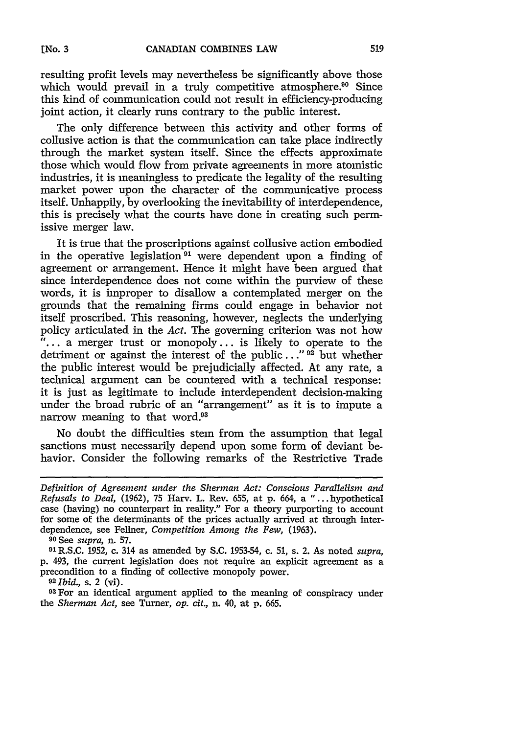resulting profit levels may nevertheless be significantly above those which would prevail in a truly competitive atmosphere.[90] Since this kind of communication could not result in efficiency-producing joint action, it clearly runs contrary to the public interest.

The only difference between this activity and other forms of collusive action is that the communication can take place indirectly through the market system itself. Since the effects approximate those which would flow from private agreements in more atomistic industries, it is meaningless to predicate the legality of the resulting market power upon the character of the communicative process itself. Unhappily, by overlooking the inevitability of interdependence, this is precisely what the courts have done in creating such permissive merger law.

It is true that the proscriptions against collusive action embodied in the operative legislation[91] were dependent upon a finding of agreement or arrangement. Hence it might have been argued that since interdependence does not come within the purview of these words, it is improper to disallow a contemplated merger on the grounds that the remaining firms could engage in behavior not itself proscribed. This reasoning, however, neglects the underlying policy articulated in the *Act*. The governing criterion was not how "... a merger trust or monopoly ... is likely to operate to the detriment or against the interest of the public ..."[92] but whether the public interest would be prejudicially affected. At any rate, a technical argument can be countered with a technical response: it is just as legitimate to include interdependent decision-making under the broad rubric of an "arrangement" as it is to impute a narrow meaning to that word.[93]

No doubt the difficulties stem from the assumption that legal sanctions must necessarily depend upon some form of deviant behavior. Consider the following remarks of the Restrictive Trade

---

*Definition of Agreement under the Sherman Act: Conscious Parallelism and Refusals to Deal*, (1962), 75 Harv. L. Rev. 655, at p. 664, a "... hypothetical case (having) no counterpart in reality." For a theory purporting to account for some of the determinants of the prices actually arrived at through interdependence, see Fellner, *Competition Among the Few*, (1963).

[90] See *supra*, n. 57.

[91] R.S.C. 1952, c. 314 as amended by S.C. 1953-54, c. 51, s. 2. As noted *supra*, p. 493, the current legislation does not require an explicit agreement as a precondition to a finding of collective monopoly power.

[92] *Ibid.*, s. 2 (vi).

[93] For an identical argument applied to the meaning of conspiracy under the *Sherman Act*, see Turner, *op. cit.*, n. 40, at p. 665.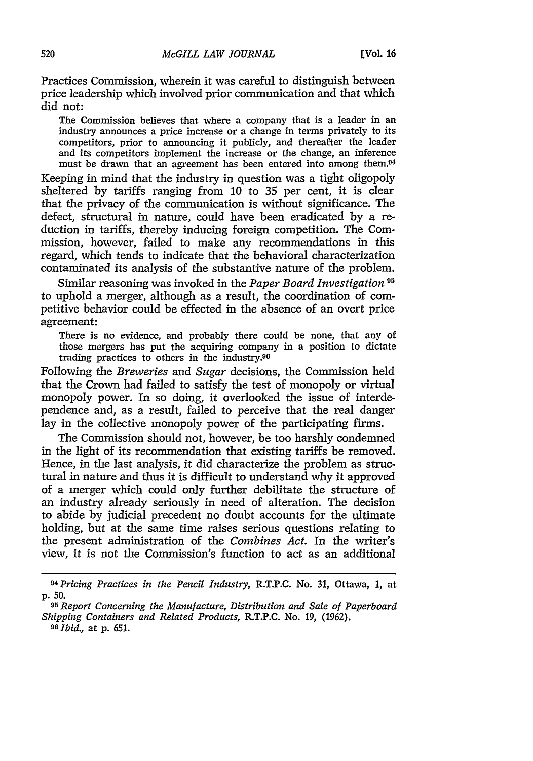Practices Commission, wherein it was careful to distinguish between price leadership which involved prior communication and that which did not:

> The Commission believes that where a company that is a leader in an industry announces a price increase or a change in terms privately to its competitors, prior to announcing it publicly, and thereafter the leader and its competitors implement the increase or the change, an inference must be drawn that an agreement has been entered into among them.[94]

Keeping in mind that the industry in question was a tight oligopoly sheltered by tariffs ranging from 10 to 35 per cent, it is clear that the privacy of the communication is without significance. The defect, structural in nature, could have been eradicated by a reduction in tariffs, thereby inducing foreign competition. The Commission, however, failed to make any recommendations in this regard, which tends to indicate that the behavioral characterization contaminated its analysis of the substantive nature of the problem.

Similar reasoning was invoked in the *Paper Board Investigation* [95] to uphold a merger, although as a result, the coordination of competitive behavior could be effected in the absence of an overt price agreement:

> There is no evidence, and probably there could be none, that any of those mergers has put the acquiring company in a position to dictate trading practices to others in the industry.[96]

Following the *Breweries* and *Sugar* decisions, the Commission held that the Crown had failed to satisfy the test of monopoly or virtual monopoly power. In so doing, it overlooked the issue of interdependence and, as a result, failed to perceive that the real danger lay in the collective monopoly power of the participating firms.

The Commission should not, however, be too harshly condemned in the light of its recommendation that existing tariffs be removed. Hence, in the last analysis, it did characterize the problem as structural in nature and thus it is difficult to understand why it approved of a merger which could only further debilitate the structure of an industry already seriously in need of alteration. The decision to abide by judicial precedent no doubt accounts for the ultimate holding, but at the same time raises serious questions relating to the present administration of the *Combines Act.* In the writer's view, it is not the Commission's function to act as an additional

---

[94] *Pricing Practices in the Pencil Industry,* R.T.P.C. No. 31, Ottawa, 1, at p. 50.

[95] *Report Concerning the Manufacture, Distribution and Sale of Paperboard Shipping Containers and Related Products,* R.T.P.C. No. 19, (1962).

[96] *Ibid.,* at p. 651.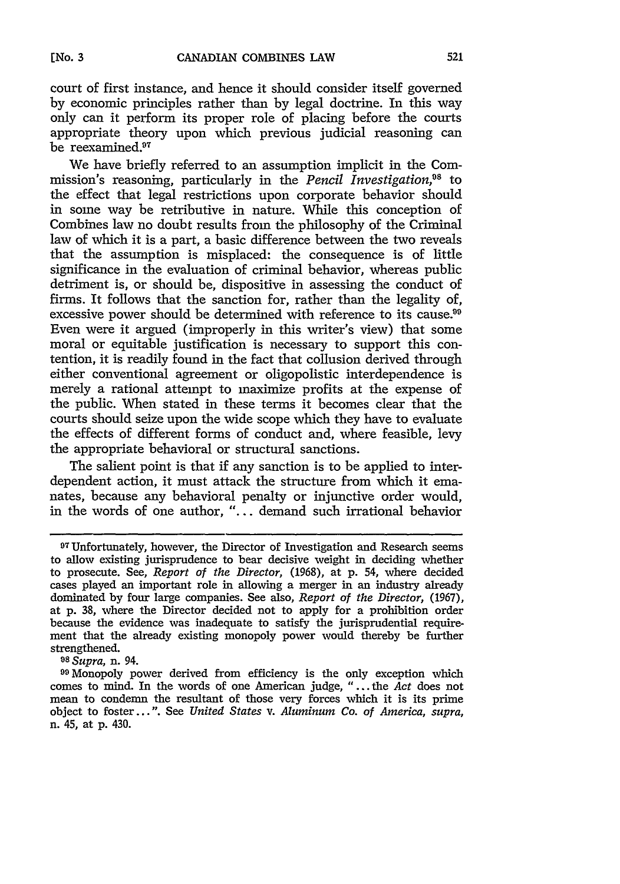court of first instance, and hence it should consider itself governed by economic principles rather than by legal doctrine. In this way only can it perform its proper role of placing before the courts appropriate theory upon which previous judicial reasoning can be reexamined.[97]

We have briefly referred to an assumption implicit in the Commission's reasoning, particularly in the *Pencil Investigation*,[98] to the effect that legal restrictions upon corporate behavior should in some way be retributive in nature. While this conception of Combines law no doubt results from the philosophy of the Criminal law of which it is a part, a basic difference between the two reveals that the assumption is misplaced: the consequence is of little significance in the evaluation of criminal behavior, whereas public detriment is, or should be, dispositive in assessing the conduct of firms. It follows that the sanction for, rather than the legality of, excessive power should be determined with reference to its cause.[99] Even were it argued (improperly in this writer's view) that some moral or equitable justification is necessary to support this contention, it is readily found in the fact that collusion derived through either conventional agreement or oligopolistic interdependence is merely a rational attempt to maximize profits at the expense of the public. When stated in these terms it becomes clear that the courts should seize upon the wide scope which they have to evaluate the effects of different forms of conduct and, where feasible, levy the appropriate behavioral or structural sanctions.

The salient point is that if any sanction is to be applied to interdependent action, it must attack the structure from which it emanates, because any behavioral penalty or injunctive order would, in the words of one author, "... demand such irrational behavior

---

[97] Unfortunately, however, the Director of Investigation and Research seems to allow existing jurisprudence to bear decisive weight in deciding whether to prosecute. See, *Report of the Director*, (1968), at p. 54, where decided cases played an important role in allowing a merger in an industry already dominated by four large companies. See also, *Report of the Director*, (1967), at p. 38, where the Director decided not to apply for a prohibition order because the evidence was inadequate to satisfy the jurisprudential requirement that the already existing monopoly power would thereby be further strengthened.

[98] *Supra*, n. 94.

[99] Monopoly power derived from efficiency is the only exception which comes to mind. In the words of one American judge, "... the *Act* does not mean to condemn the resultant of those very forces which it is its prime object to foster...". See *United States* v. *Aluminum Co. of America*, *supra*, n. 45, at p. 430.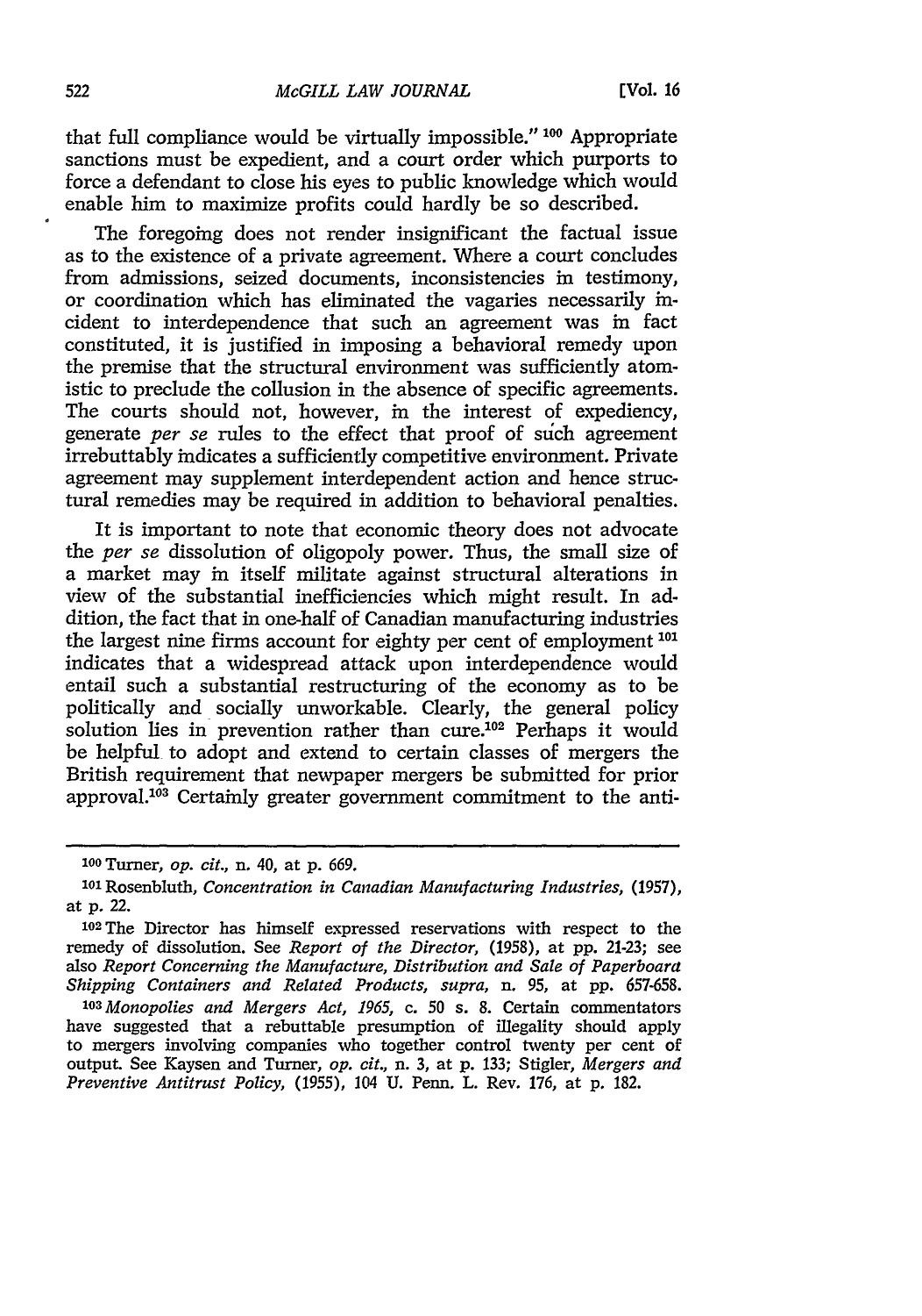that full compliance would be virtually impossible." [100] Appropriate sanctions must be expedient, and a court order which purports to force a defendant to close his eyes to public knowledge which would enable him to maximize profits could hardly be so described.

The foregoing does not render insignificant the factual issue as to the existence of a private agreement. Where a court concludes from admissions, seized documents, inconsistencies in testimony, or coordination which has eliminated the vagaries necessarily incident to interdependence that such an agreement was in fact constituted, it is justified in imposing a behavioral remedy upon the premise that the structural environment was sufficiently atomistic to preclude the collusion in the absence of specific agreements. The courts should not, however, in the interest of expediency, generate *per se* rules to the effect that proof of such agreement irrebuttably indicates a sufficiently competitive environment. Private agreement may supplement interdependent action and hence structural remedies may be required in addition to behavioral penalties.

It is important to note that economic theory does not advocate the *per se* dissolution of oligopoly power. Thus, the small size of a market may in itself militate against structural alterations in view of the substantial inefficiencies which might result. In addition, the fact that in one-half of Canadian manufacturing industries the largest nine firms account for eighty per cent of employment [101] indicates that a widespread attack upon interdependence would entail such a substantial restructuring of the economy as to be politically and socially unworkable. Clearly, the general policy solution lies in prevention rather than cure.[102] Perhaps it would be helpful to adopt and extend to certain classes of mergers the British requirement that newpaper mergers be submitted for prior approval.[103] Certainly greater government commitment to the anti-

---

[100] Turner, *op. cit.*, n. 40, at p. 669.

[101] Rosenbluth, *Concentration in Canadian Manufacturing Industries*, (1957), at p. 22.

[102] The Director has himself expressed reservations with respect to the remedy of dissolution. See *Report of the Director*, (1958), at pp. 21-23; see also *Report Concerning the Manufacture, Distribution and Sale of Paperboard Shipping Containers and Related Products*, *supra*, n. 95, at pp. 657-658.

[103] *Monopolies and Mergers Act, 1965*, c. 50 s. 8. Certain commentators have suggested that a rebuttable presumption of illegality should apply to mergers involving companies who together control twenty per cent of output. See Kaysen and Turner, *op. cit.*, n. 3, at p. 133; Stigler, *Mergers and Preventive Antitrust Policy*, (1955), 104 U. Penn. L. Rev. 176, at p. 182.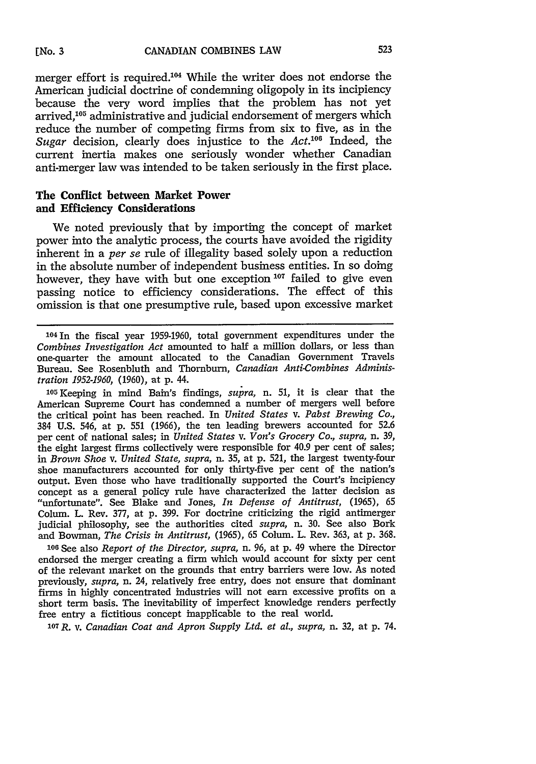merger effort is required.[104] While the writer does not endorse the American judicial doctrine of condemning oligopoly in its incipiency because the very word implies that the problem has not yet arrived,[105] administrative and judicial endorsement of mergers which reduce the number of competing firms from six to five, as in the *Sugar* decision, clearly does injustice to the *Act*.[106] Indeed, the current inertia makes one seriously wonder whether Canadian anti-merger law was intended to be taken seriously in the first place.

## The Conflict between Market Power and Efficiency Considerations

We noted previously that by importing the concept of market power into the analytic process, the courts have avoided the rigidity inherent in a *per se* rule of illegality based solely upon a reduction in the absolute number of independent business entities. In so doing however, they have with but one exception [107] failed to give even passing notice to efficiency considerations. The effect of this omission is that one presumptive rule, based upon excessive market

---

[104] In the fiscal year 1959-1960, total government expenditures under the *Combines Investigation Act* amounted to half a million dollars, or less than one-quarter the amount allocated to the Canadian Government Travels Bureau. See Rosenbluth and Thornburn, *Canadian Anti-Combines Administration 1952-1960*, (1960), at p. 44.

[105] Keeping in mind Bain's findings, *supra*, n. 51, it is clear that the American Supreme Court has condemned a number of mergers well before the critical point has been reached. In *United States* v. *Pabst Brewing Co.*, 384 U.S. 546, at p. 551 (1966), the ten leading brewers accounted for 52.6 per cent of national sales; in *United States* v. *Von's Grocery Co., supra*, n. 39, the eight largest firms collectively were responsible for 40.9 per cent of sales; in *Brown Shoe* v. *United State, supra*, n. 35, at p. 521, the largest twenty-four shoe manufacturers accounted for only thirty-five per cent of the nation's output. Even those who have traditionally supported the Court's incipiency concept as a general policy rule have characterized the latter decision as "unfortunate". See Blake and Jones, *In Defense of Antitrust*, (1965), 65 Colum. L. Rev. 377, at p. 399. For doctrine criticizing the rigid antimerger judicial philosophy, see the authorities cited *supra*, n. 30. See also Bork and Bowman, *The Crisis in Antitrust*, (1965), 65 Colum. L. Rev. 363, at p. 368.

[106] See also *Report of the Director, supra*, n. 96, at p. 49 where the Director endorsed the merger creating a firm which would account for sixty per cent of the relevant market on the grounds that entry barriers were low. As noted previously, *supra*, n. 24, relatively free entry, does not ensure that dominant firms in highly concentrated industries will not earn excessive profits on a short term basis. The inevitability of imperfect knowledge renders perfectly free entry a fictitious concept inapplicable to the real world.

[107] *R.* v. *Canadian Coat and Apron Supply Ltd. et al., supra*, n. 32, at p. 74.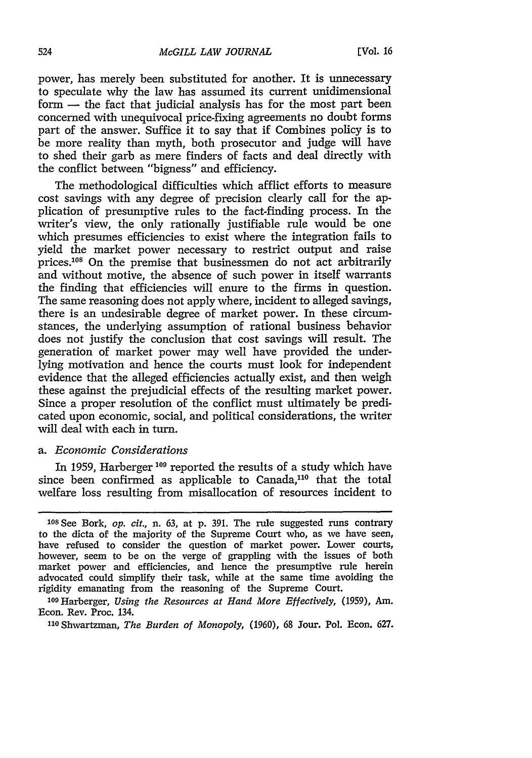power, has merely been substituted for another. It is unnecessary to speculate why the law has assumed its current unidimensional form — the fact that judicial analysis has for the most part been concerned with unequivocal price-fixing agreements no doubt forms part of the answer. Suffice it to say that if Combines policy is to be more reality than myth, both prosecutor and judge will have to shed their garb as mere finders of facts and deal directly with the conflict between "bigness" and efficiency.

The methodological difficulties which afflict efforts to measure cost savings with any degree of precision clearly call for the application of presumptive rules to the fact-finding process. In the writer's view, the only rationally justifiable rule would be one which presumes efficiencies to exist where the integration fails to yield the market power necessary to restrict output and raise prices.[108] On the premise that businessmen do not act arbitrarily and without motive, the absence of such power in itself warrants the finding that efficiencies will enure to the firms in question. The same reasoning does not apply where, incident to alleged savings, there is an undesirable degree of market power. In these circumstances, the underlying assumption of rational business behavior does not justify the conclusion that cost savings will result. The generation of market power may well have provided the underlying motivation and hence the courts must look for independent evidence that the alleged efficiencies actually exist, and then weigh these against the prejudicial effects of the resulting market power. Since a proper resolution of the conflict must ultimately be predicated upon economic, social, and political considerations, the writer will deal with each in turn.

a. *Economic Considerations*

In 1959, Harberger[109] reported the results of a study which have since been confirmed as applicable to Canada,[110] that the total welfare loss resulting from misallocation of resources incident to

---

[108] See Bork, *op. cit.*, n. 63, at p. 391. The rule suggested runs contrary to the dicta of the majority of the Supreme Court who, as we have seen, have refused to consider the question of market power. Lower courts, however, seem to be on the verge of grappling with the issues of both market power and efficiencies, and hence the presumptive rule herein advocated could simplify their task, while at the same time avoiding the rigidity emanating from the reasoning of the Supreme Court.

[109] Harberger, *Using the Resources at Hand More Effectively*, (1959), Am. Econ. Rev. Proc. 134.

[110] Shwartzman, *The Burden of Monopoly*, (1960), 68 Jour. Pol. Econ. 627.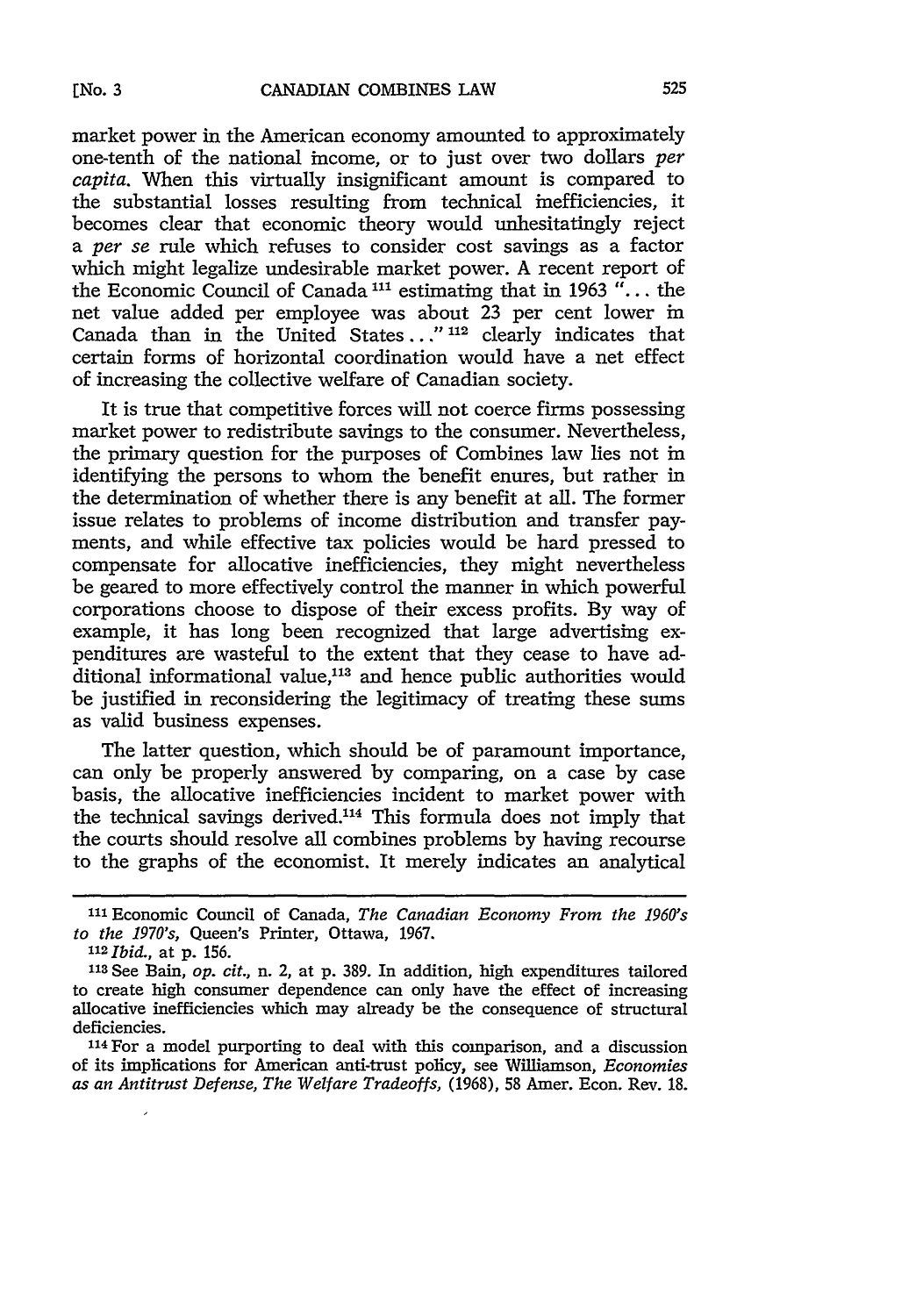market power in the American economy amounted to approximately one-tenth of the national income, or to just over two dollars *per capita*. When this virtually insignificant amount is compared to the substantial losses resulting from technical inefficiencies, it becomes clear that economic theory would unhesitatingly reject a *per se* rule which refuses to consider cost savings as a factor which might legalize undesirable market power. A recent report of the Economic Council of Canada [111] estimating that in 1963 "... the net value added per employee was about 23 per cent lower in Canada than in the United States..." [112] clearly indicates that certain forms of horizontal coordination would have a net effect of increasing the collective welfare of Canadian society.

It is true that competitive forces will not coerce firms possessing market power to redistribute savings to the consumer. Nevertheless, the primary question for the purposes of Combines law lies not in identifying the persons to whom the benefit enures, but rather in the determination of whether there is any benefit at all. The former issue relates to problems of income distribution and transfer payments, and while effective tax policies would be hard pressed to compensate for allocative inefficiencies, they might nevertheless be geared to more effectively control the manner in which powerful corporations choose to dispose of their excess profits. By way of example, it has long been recognized that large advertising expenditures are wasteful to the extent that they cease to have additional informational value,[113] and hence public authorities would be justified in reconsidering the legitimacy of treating these sums as valid business expenses.

The latter question, which should be of paramount importance, can only be properly answered by comparing, on a case by case basis, the allocative inefficiencies incident to market power with the technical savings derived.[114] This formula does not imply that the courts should resolve all combines problems by having recourse to the graphs of the economist. It merely indicates an analytical

---

[111] Economic Council of Canada, *The Canadian Economy From the 1960's to the 1970's*, Queen's Printer, Ottawa, 1967.

[112] *Ibid.*, at p. 156.

[113] See Bain, *op. cit.*, n. 2, at p. 389. In addition, high expenditures tailored to create high consumer dependence can only have the effect of increasing allocative inefficiencies which may already be the consequence of structural deficiencies.

[114] For a model purporting to deal with this comparison, and a discussion of its implications for American anti-trust policy, see Williamson, *Economies as an Antitrust Defense, The Welfare Tradeoffs*, (1968), 58 Amer. Econ. Rev. 18.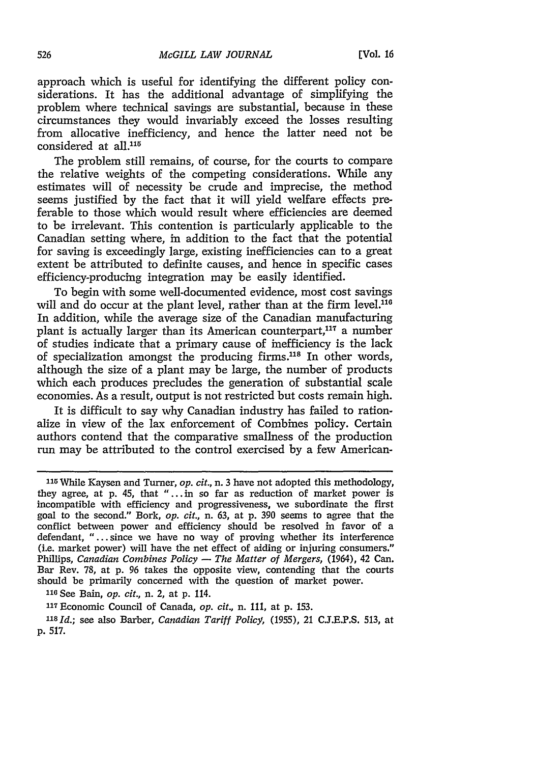approach which is useful for identifying the different policy considerations. It has the additional advantage of simplifying the problem where technical savings are substantial, because in these circumstances they would invariably exceed the losses resulting from allocative inefficiency, and hence the latter need not be considered at all.[115]

The problem still remains, of course, for the courts to compare the relative weights of the competing considerations. While any estimates will of necessity be crude and imprecise, the method seems justified by the fact that it will yield welfare effects preferable to those which would result where efficiencies are deemed to be irrelevant. This contention is particularly applicable to the Canadian setting where, in addition to the fact that the potential for saving is exceedingly large, existing inefficiencies can to a great extent be attributed to definite causes, and hence in specific cases efficiency-producing integration may be easily identified.

To begin with some well-documented evidence, most cost savings will and do occur at the plant level, rather than at the firm level.[116] In addition, while the average size of the Canadian manufacturing plant is actually larger than its American counterpart,[117] a number of studies indicate that a primary cause of inefficiency is the lack of specialization amongst the producing firms.[118] In other words, although the size of a plant may be large, the number of products which each produces precludes the generation of substantial scale economies. As a result, output is not restricted but costs remain high.

It is difficult to say why Canadian industry has failed to rationalize in view of the lax enforcement of Combines policy. Certain authors contend that the comparative smallness of the production run may be attributed to the control exercised by a few American-

---

[115] While Kaysen and Turner, *op. cit.*, n. 3 have not adopted this methodology, they agree, at p. 45, that "...in so far as reduction of market power is incompatible with efficiency and progressiveness, we subordinate the first goal to the second." Bork, *op. cit.*, n. 63, at p. 390 seems to agree that the conflict between power and efficiency should be resolved in favor of a defendant, "...since we have no way of proving whether its interference (i.e. market power) will have the net effect of aiding or injuring consumers." Phillips, *Canadian Combines Policy — The Matter of Mergers*, (1964), 42 Can. Bar Rev. 78, at p. 96 takes the opposite view, contending that the courts should be primarily concerned with the question of market power.

[116] See Bain, *op. cit.*, n. 2, at p. 114.

[117] Economic Council of Canada, *op. cit.*, n. 111, at p. 153.

[118] *Id.*; see also Barber, *Canadian Tariff Policy*, (1955), 21 C.J.E.P.S. 513, at p. 517.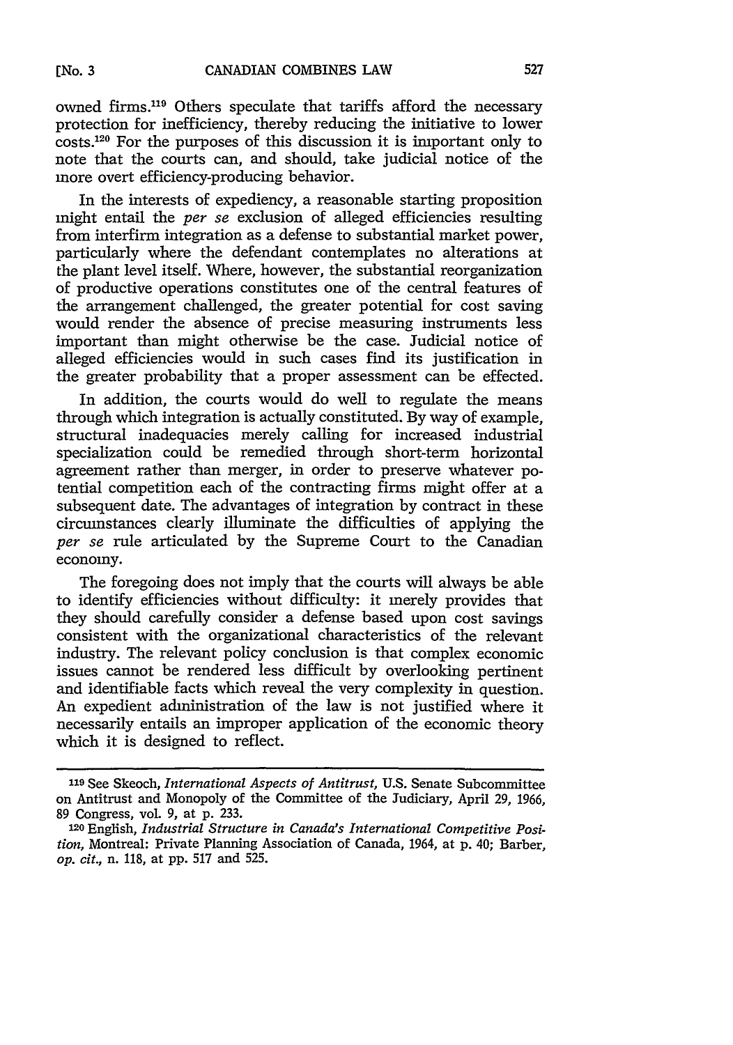owned firms.[119] Others speculate that tariffs afford the necessary protection for inefficiency, thereby reducing the initiative to lower costs.[120] For the purposes of this discussion it is important only to note that the courts can, and should, take judicial notice of the more overt efficiency-producing behavior.

In the interests of expediency, a reasonable starting proposition might entail the *per se* exclusion of alleged efficiencies resulting from interfirm integration as a defense to substantial market power, particularly where the defendant contemplates no alterations at the plant level itself. Where, however, the substantial reorganization of productive operations constitutes one of the central features of the arrangement challenged, the greater potential for cost saving would render the absence of precise measuring instruments less important than might otherwise be the case. Judicial notice of alleged efficiencies would in such cases find its justification in the greater probability that a proper assessment can be effected.

In addition, the courts would do well to regulate the means through which integration is actually constituted. By way of example, structural inadequacies merely calling for increased industrial specialization could be remedied through short-term horizontal agreement rather than merger, in order to preserve whatever potential competition each of the contracting firms might offer at a subsequent date. The advantages of integration by contract in these circumstances clearly illuminate the difficulties of applying the *per se* rule articulated by the Supreme Court to the Canadian economy.

The foregoing does not imply that the courts will always be able to identify efficiencies without difficulty: it merely provides that they should carefully consider a defense based upon cost savings consistent with the organizational characteristics of the relevant industry. The relevant policy conclusion is that complex economic issues cannot be rendered less difficult by overlooking pertinent and identifiable facts which reveal the very complexity in question. An expedient administration of the law is not justified where it necessarily entails an improper application of the economic theory which it is designed to reflect.

---

[119] See Skeoch, *International Aspects of Antitrust*, U.S. Senate Subcommittee on Antitrust and Monopoly of the Committee of the Judiciary, April 29, 1966, 89 Congress, vol. 9, at p. 233.

[120] English, *Industrial Structure in Canada's International Competitive Position*, Montreal: Private Planning Association of Canada, 1964, at p. 40; Barber, *op. cit.*, n. 118, at pp. 517 and 525.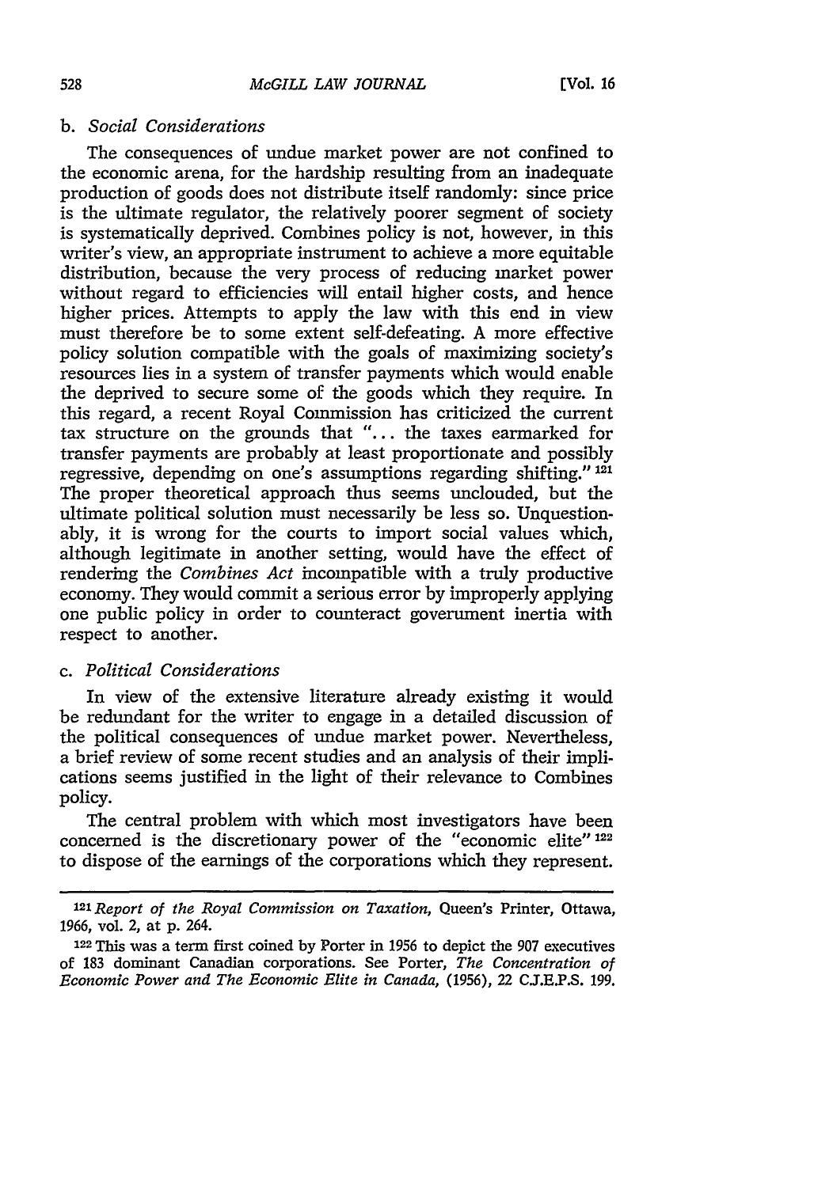b. *Social Considerations*

The consequences of undue market power are not confined to the economic arena, for the hardship resulting from an inadequate production of goods does not distribute itself randomly: since price is the ultimate regulator, the relatively poorer segment of society is systematically deprived. Combines policy is not, however, in this writer's view, an appropriate instrument to achieve a more equitable distribution, because the very process of reducing market power without regard to efficiencies will entail higher costs, and hence higher prices. Attempts to apply the law with this end in view must therefore be to some extent self-defeating. A more effective policy solution compatible with the goals of maximizing society's resources lies in a system of transfer payments which would enable the deprived to secure some of the goods which they require. In this regard, a recent Royal Commission has criticized the current tax structure on the grounds that "... the taxes earmarked for transfer payments are probably at least proportionate and possibly regressive, depending on one's assumptions regarding shifting."[121] The proper theoretical approach thus seems unclouded, but the ultimate political solution must necessarily be less so. Unquestionably, it is wrong for the courts to import social values which, although legitimate in another setting, would have the effect of rendering the *Combines Act* incompatible with a truly productive economy. They would commit a serious error by improperly applying one public policy in order to counteract government inertia with respect to another.

c. *Political Considerations*

In view of the extensive literature already existing it would be redundant for the writer to engage in a detailed discussion of the political consequences of undue market power. Nevertheless, a brief review of some recent studies and an analysis of their implications seems justified in the light of their relevance to Combines policy.

The central problem with which most investigators have been concerned is the discretionary power of the "economic elite"[122] to dispose of the earnings of the corporations which they represent.

---

[121] *Report of the Royal Commission on Taxation*, Queen's Printer, Ottawa, 1966, vol. 2, at p. 264.

[122] This was a term first coined by Porter in 1956 to depict the 907 executives of 183 dominant Canadian corporations. See Porter, *The Concentration of Economic Power and The Economic Elite in Canada*, (1956), 22 C.J.E.P.S. 199.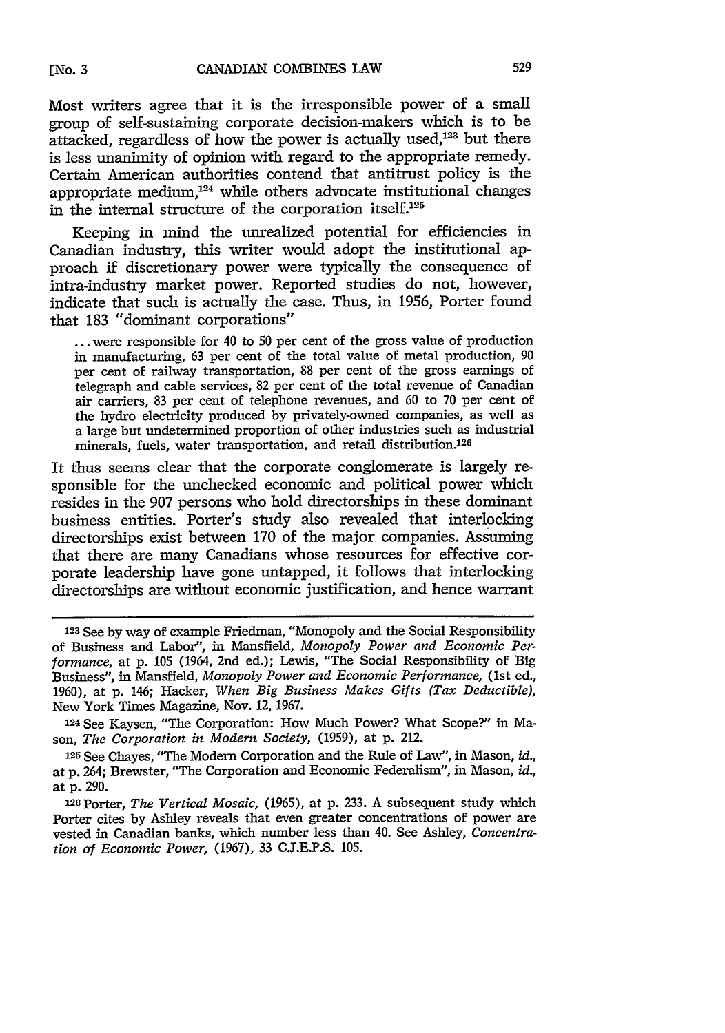Most writers agree that it is the irresponsible power of a small group of self-sustaining corporate decision-makers which is to be attacked, regardless of how the power is actually used,[123] but there is less unanimity of opinion with regard to the appropriate remedy. Certain American authorities contend that antitrust policy is the appropriate medium,[124] while others advocate institutional changes in the internal structure of the corporation itself.[125]

Keeping in mind the unrealized potential for efficiencies in Canadian industry, this writer would adopt the institutional approach if discretionary power were typically the consequence of intra-industry market power. Reported studies do not, however, indicate that such is actually the case. Thus, in 1956, Porter found that 183 "dominant corporations"

> ... were responsible for 40 to 50 per cent of the gross value of production in manufacturing, 63 per cent of the total value of metal production, 90 per cent of railway transportation, 88 per cent of the gross earnings of telegraph and cable services, 82 per cent of the total revenue of Canadian air carriers, 83 per cent of telephone revenues, and 60 to 70 per cent of the hydro electricity produced by privately-owned companies, as well as a large but undetermined proportion of other industries such as industrial minerals, fuels, water transportation, and retail distribution.[126]

It thus seems clear that the corporate conglomerate is largely responsible for the unchecked economic and political power which resides in the 907 persons who hold directorships in these dominant business entities. Porter's study also revealed that interlocking directorships exist between 170 of the major companies. Assuming that there are many Canadians whose resources for effective corporate leadership have gone untapped, it follows that interlocking directorships are without economic justification, and hence warrant

---

[123] See by way of example Friedman, "Monopoly and the Social Responsibility of Business and Labor", in Mansfield, *Monopoly Power and Economic Performance*, at p. 105 (1964, 2nd ed.); Lewis, "The Social Responsibility of Big Business", in Mansfield, *Monopoly Power and Economic Performance*, (1st ed., 1960), at p. 146; Hacker, *When Big Business Makes Gifts (Tax Deductible)*, New York Times Magazine, Nov. 12, 1967.

[124] See Kaysen, "The Corporation: How Much Power? What Scope?" in Mason, *The Corporation in Modern Society*, (1959), at p. 212.

[125] See Chayes, "The Modern Corporation and the Rule of Law", in Mason, *id.*, at p. 264; Brewster, "The Corporation and Economic Federalism", in Mason, *id.*, at p. 290.

[126] Porter, *The Vertical Mosaic*, (1965), at p. 233. A subsequent study which Porter cites by Ashley reveals that even greater concentrations of power are vested in Canadian banks, which number less than 40. See Ashley, *Concentration of Economic Power*, (1967), 33 C.J.E.P.S. 105.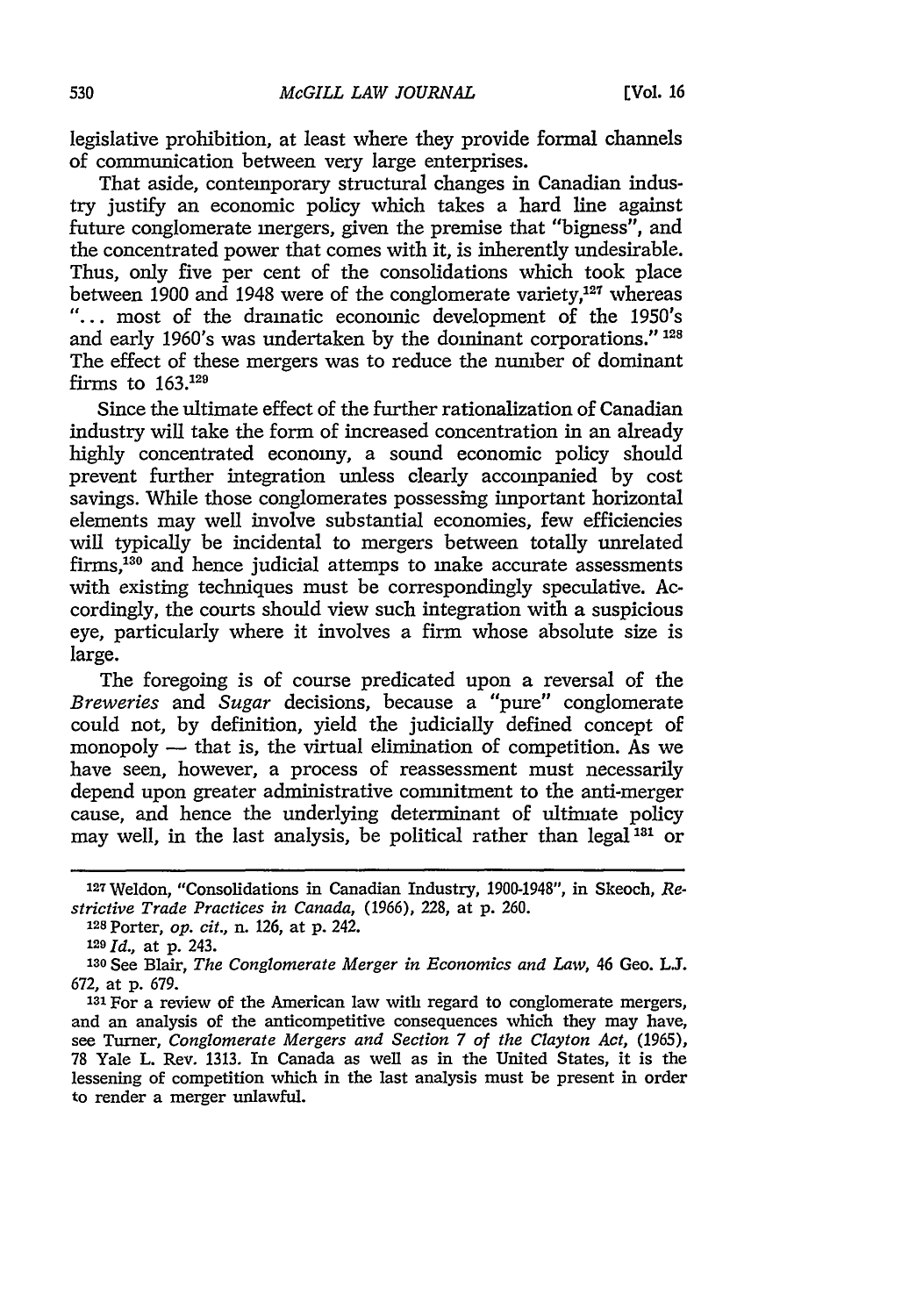legislative prohibition, at least where they provide formal channels of communication between very large enterprises.

That aside, contemporary structural changes in Canadian industry justify an economic policy which takes a hard line against future conglomerate mergers, given the premise that "bigness", and the concentrated power that comes with it, is inherently undesirable. Thus, only five per cent of the consolidations which took place between 1900 and 1948 were of the conglomerate variety,[127] whereas "... most of the dramatic economic development of the 1950's and early 1960's was undertaken by the dominant corporations." [128] The effect of these mergers was to reduce the number of dominant firms to 163.[129]

Since the ultimate effect of the further rationalization of Canadian industry will take the form of increased concentration in an already highly concentrated economy, a sound economic policy should prevent further integration unless clearly accompanied by cost savings. While those conglomerates possessing important horizontal elements may well involve substantial economies, few efficiencies will typically be incidental to mergers between totally unrelated firms,[130] and hence judicial attemps to make accurate assessments with existing techniques must be correspondingly speculative. Accordingly, the courts should view such integration with a suspicious eye, particularly where it involves a firm whose absolute size is large.

The foregoing is of course predicated upon a reversal of the *Breweries* and *Sugar* decisions, because a "pure" conglomerate could not, by definition, yield the judicially defined concept of monopoly — that is, the virtual elimination of competition. As we have seen, however, a process of reassessment must necessarily depend upon greater administrative commitment to the anti-merger cause, and hence the underlying determinant of ultimate policy may well, in the last analysis, be political rather than legal [131] or

---

[127] Weldon, "Consolidations in Canadian Industry, 1900-1948", in Skeoch, *Restrictive Trade Practices in Canada*, (1966), 228, at p. 260.

[128] Porter, *op. cit.*, n. 126, at p. 242.

[129] *Id.*, at p. 243.

[130] See Blair, *The Conglomerate Merger in Economics and Law*, 46 Geo. L.J. 672, at p. 679.

[131] For a review of the American law with regard to conglomerate mergers, and an analysis of the anticompetitive consequences which they may have, see Turner, *Conglomerate Mergers and Section 7 of the Clayton Act*, (1965), 78 Yale L. Rev. 1313. In Canada as well as in the United States, it is the lessening of competition which in the last analysis must be present in order to render a merger unlawful.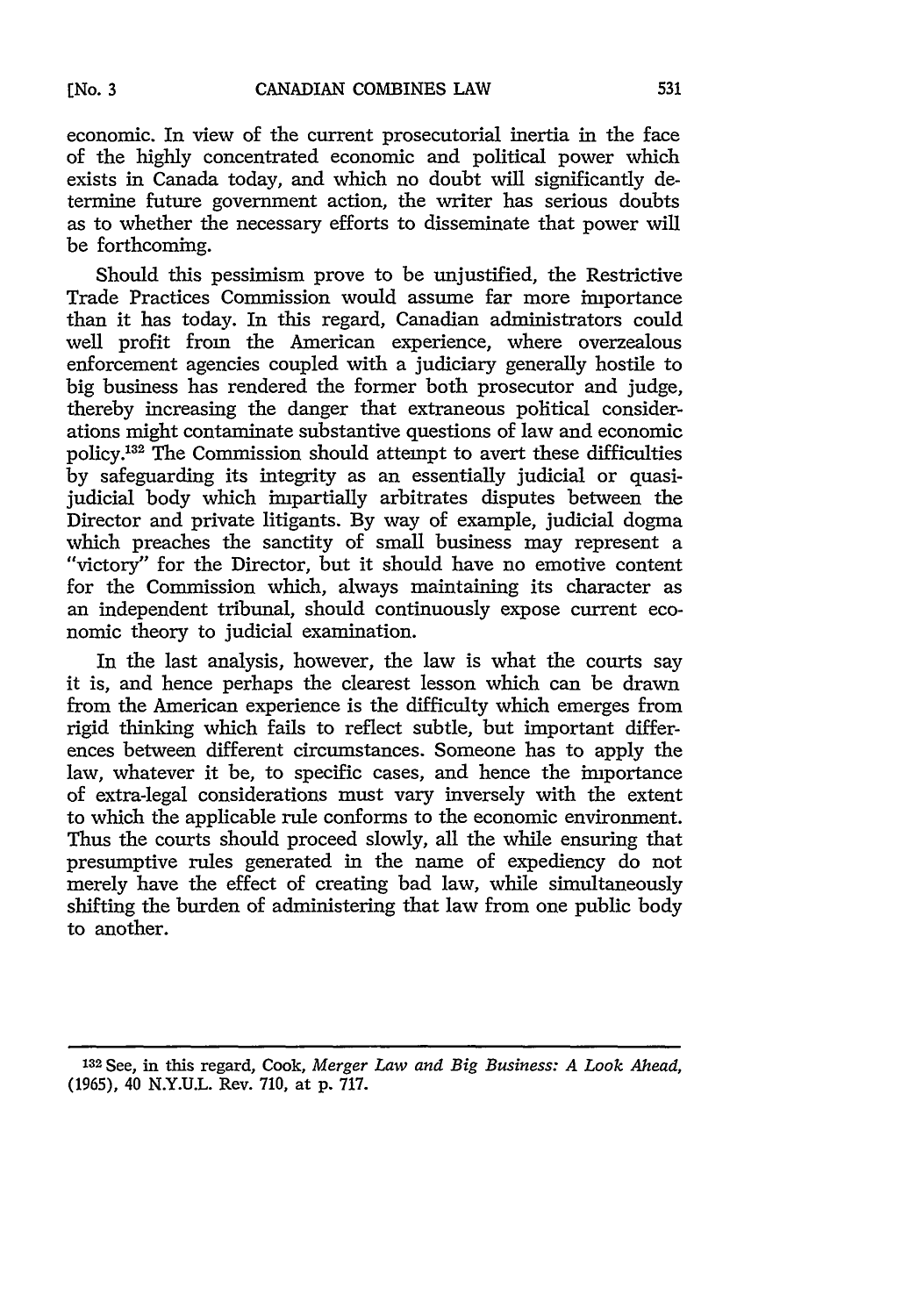economic. In view of the current prosecutorial inertia in the face of the highly concentrated economic and political power which exists in Canada today, and which no doubt will significantly determine future government action, the writer has serious doubts as to whether the necessary efforts to disseminate that power will be forthcoming.

Should this pessimism prove to be unjustified, the Restrictive Trade Practices Commission would assume far more importance than it has today. In this regard, Canadian administrators could well profit from the American experience, where overzealous enforcement agencies coupled with a judiciary generally hostile to big business has rendered the former both prosecutor and judge, thereby increasing the danger that extraneous political considerations might contaminate substantive questions of law and economic policy.[132] The Commission should attempt to avert these difficulties by safeguarding its integrity as an essentially judicial or quasi-judicial body which impartially arbitrates disputes between the Director and private litigants. By way of example, judicial dogma which preaches the sanctity of small business may represent a "victory" for the Director, but it should have no emotive content for the Commission which, always maintaining its character as an independent tribunal, should continuously expose current economic theory to judicial examination.

In the last analysis, however, the law is what the courts say it is, and hence perhaps the clearest lesson which can be drawn from the American experience is the difficulty which emerges from rigid thinking which fails to reflect subtle, but important differences between different circumstances. Someone has to apply the law, whatever it be, to specific cases, and hence the importance of extra-legal considerations must vary inversely with the extent to which the applicable rule conforms to the economic environment. Thus the courts should proceed slowly, all the while ensuring that presumptive rules generated in the name of expediency do not merely have the effect of creating bad law, while simultaneously shifting the burden of administering that law from one public body to another.

---

[132] See, in this regard, Cook, *Merger Law and Big Business: A Look Ahead*, (1965), 40 N.Y.U.L. Rev. 710, at p. 717.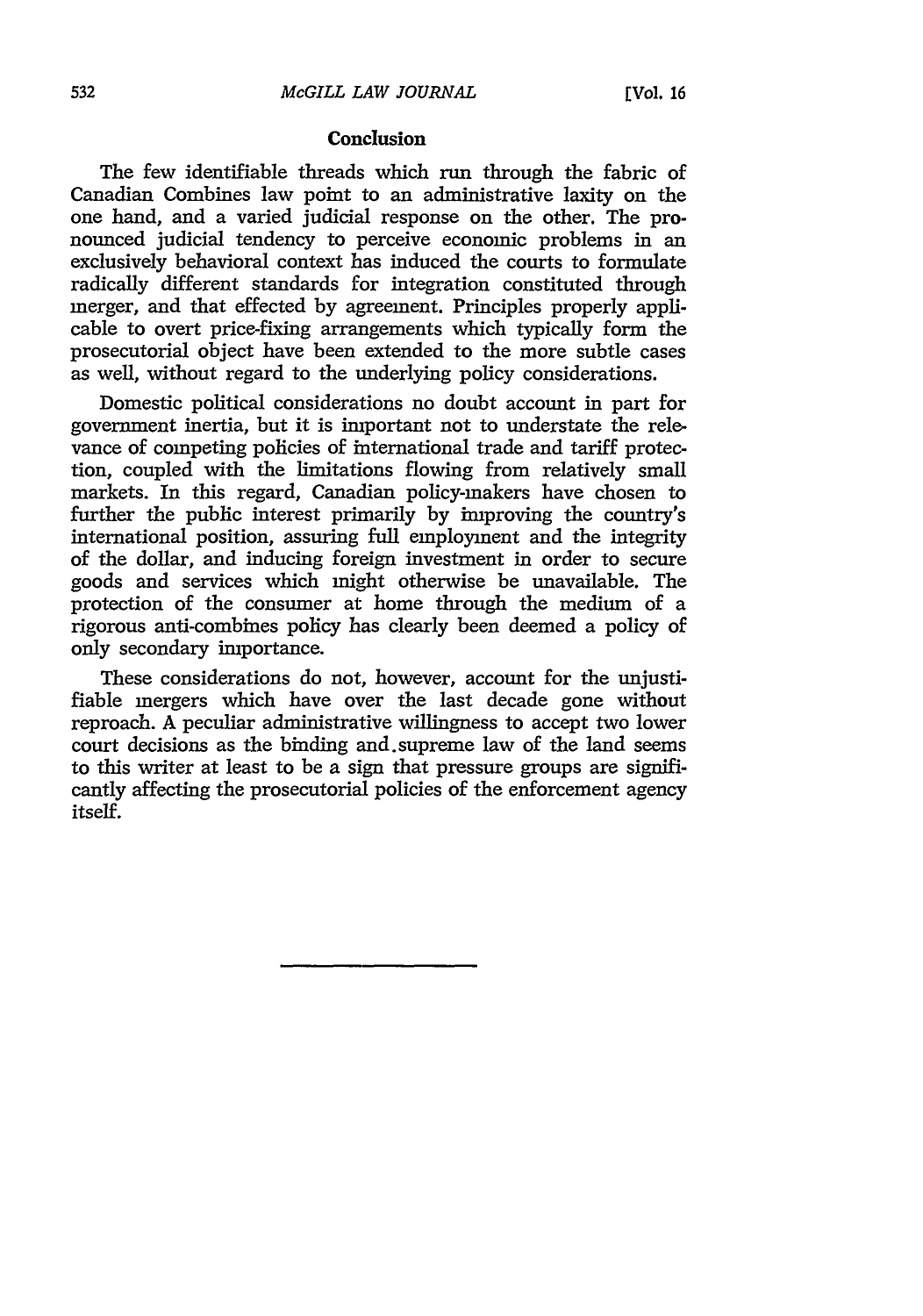## Conclusion

The few identifiable threads which run through the fabric of Canadian Combines law point to an administrative laxity on the one hand, and a varied judicial response on the other. The pronounced judicial tendency to perceive economic problems in an exclusively behavioral context has induced the courts to formulate radically different standards for integration constituted through merger, and that effected by agreement. Principles properly applicable to overt price-fixing arrangements which typically form the prosecutorial object have been extended to the more subtle cases as well, without regard to the underlying policy considerations.

Domestic political considerations no doubt account in part for government inertia, but it is important not to understate the relevance of competing policies of international trade and tariff protection, coupled with the limitations flowing from relatively small markets. In this regard, Canadian policy-makers have chosen to further the public interest primarily by improving the country's international position, assuring full employment and the integrity of the dollar, and inducing foreign investment in order to secure goods and services which might otherwise be unavailable. The protection of the consumer at home through the medium of a rigorous anti-combines policy has clearly been deemed a policy of only secondary importance.

These considerations do not, however, account for the unjustifiable mergers which have over the last decade gone without reproach. A peculiar administrative willingness to accept two lower court decisions as the binding and supreme law of the land seems to this writer at least to be a sign that pressure groups are significantly affecting the prosecutorial policies of the enforcement agency itself.